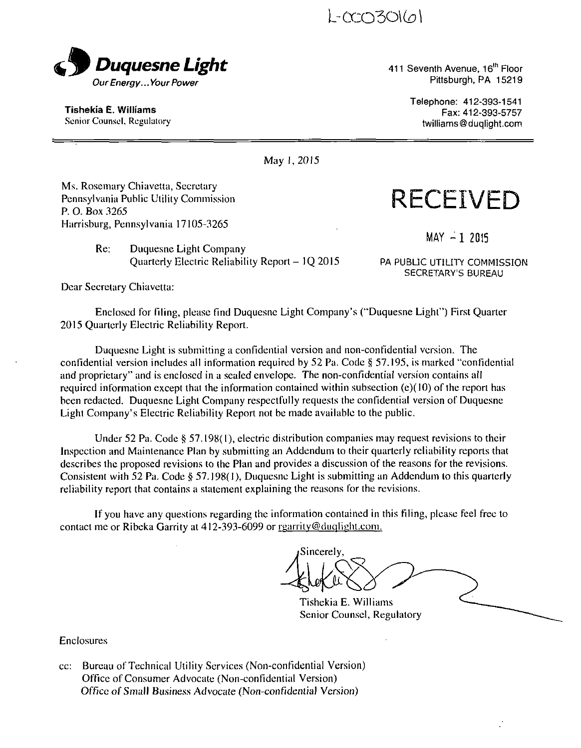L-00030161

**Duquesne Light**
*Our Energy...Your Power*

**Tishekia E. Williams**
Senior Counsel, Regulatory

411 Seventh Avenue, 16th Floor
Pittsburgh, PA 15219

Telephone: 412-393-1541
Fax: 412-393-5757
twilliams@duqlight.com

May 1, 2015

Ms. Rosemary Chiavetta, Secretary
Pennsylvania Public Utility Commission
P. O. Box 3265
Harrisburg, Pennsylvania 17105-3265

**RECEIVED**

MAY - 1 2015

PA PUBLIC UTILITY COMMISSION
SECRETARY'S BUREAU

Re: Duquesne Light Company
Quarterly Electric Reliability Report – 1Q 2015

Dear Secretary Chiavetta:

Enclosed for filing, please find Duquesne Light Company's ("Duquesne Light") First Quarter 2015 Quarterly Electric Reliability Report.

Duquesne Light is submitting a confidential version and non-confidential version. The confidential version includes all information required by 52 Pa. Code § 57.195, is marked "confidential and proprietary" and is enclosed in a sealed envelope. The non-confidential version contains all required information except that the information contained within subsection (e)(10) of the report has been redacted. Duquesne Light Company respectfully requests the confidential version of Duquesne Light Company's Electric Reliability Report not be made available to the public.

Under 52 Pa. Code § 57.198(1), electric distribution companies may request revisions to their Inspection and Maintenance Plan by submitting an Addendum to their quarterly reliability reports that describes the proposed revisions to the Plan and provides a discussion of the reasons for the revisions. Consistent with 52 Pa. Code § 57.198(1), Duquesne Light is submitting an Addendum to this quarterly reliability report that contains a statement explaining the reasons for the revisions.

If you have any questions regarding the information contained in this filing, please feel free to contact me or Ribeka Garrity at 412-393-6099 or rgarrity@duqlight.com.

Sincerely,

Tishekia E. Williams
Senior Counsel, Regulatory

Enclosures

cc: Bureau of Technical Utility Services (Non-confidential Version)
Office of Consumer Advocate (Non-confidential Version)
Office of Small Business Advocate (Non-confidential Version)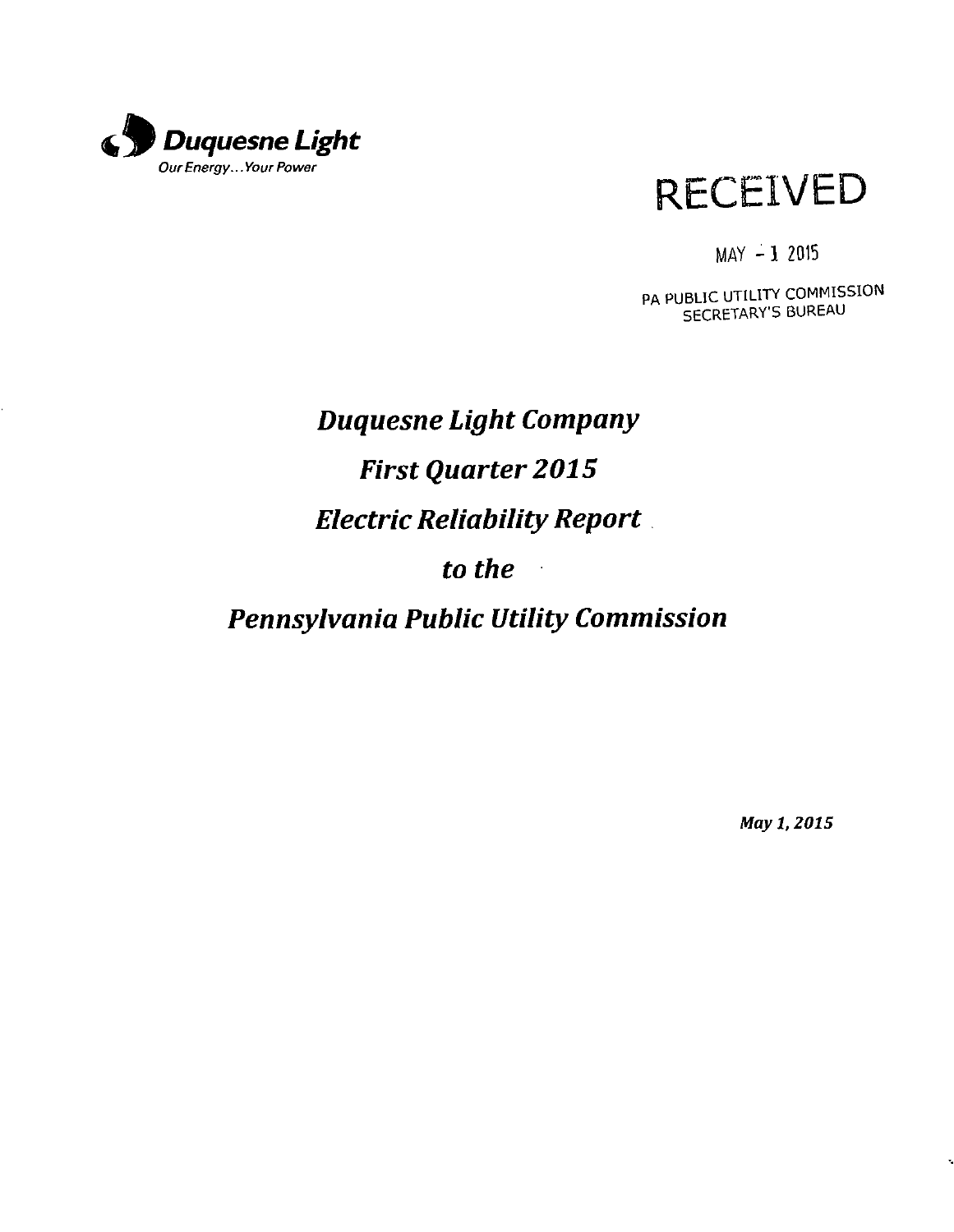**Duquesne Light**

*Our Energy... Your Power*

RECEIVED

MAY - 1 2015

PA PUBLIC UTILITY COMMISSION
SECRETARY'S BUREAU

# *Duquesne Light Company*

# *First Quarter 2015*

# *Electric Reliability Report*

# *to the*

# *Pennsylvania Public Utility Commission*

***May 1, 2015***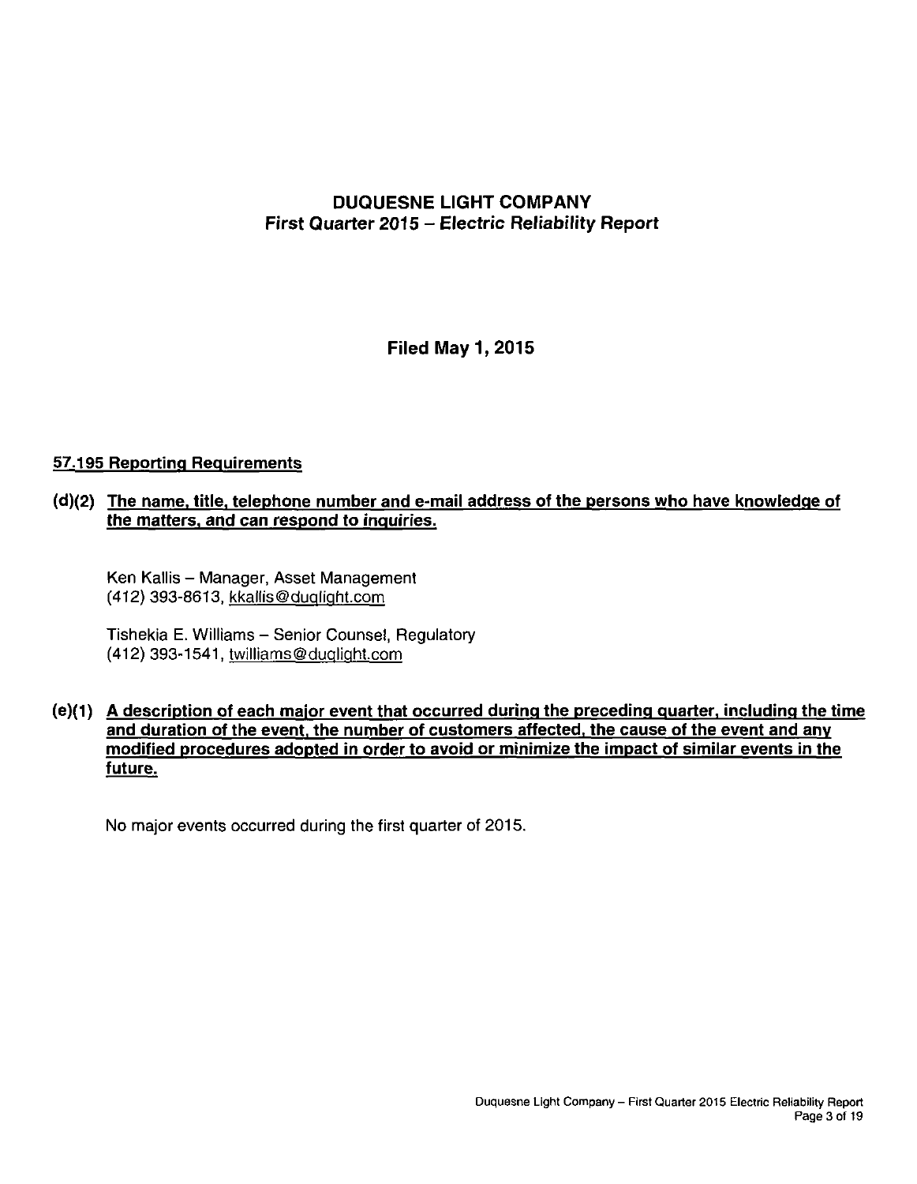# DUQUESNE LIGHT COMPANY
## First Quarter 2015 – *Electric Reliability Report*

**Filed May 1, 2015**

### 57.195 Reporting Requirements

**(d)(2) The name, title, telephone number and e-mail address of the persons who have knowledge of the matters, and can respond to inquiries.**

Ken Kallis – Manager, Asset Management
(412) 393-8613, kkallis@duqlight.com

Tishekia E. Williams – Senior Counsel, Regulatory
(412) 393-1541, twilliams@duqlight.com

**(e)(1) A description of each major event that occurred during the preceding quarter, including the time and duration of the event, the number of customers affected, the cause of the event and any modified procedures adopted in order to avoid or minimize the impact of similar events in the future.**

No major events occurred during the first quarter of 2015.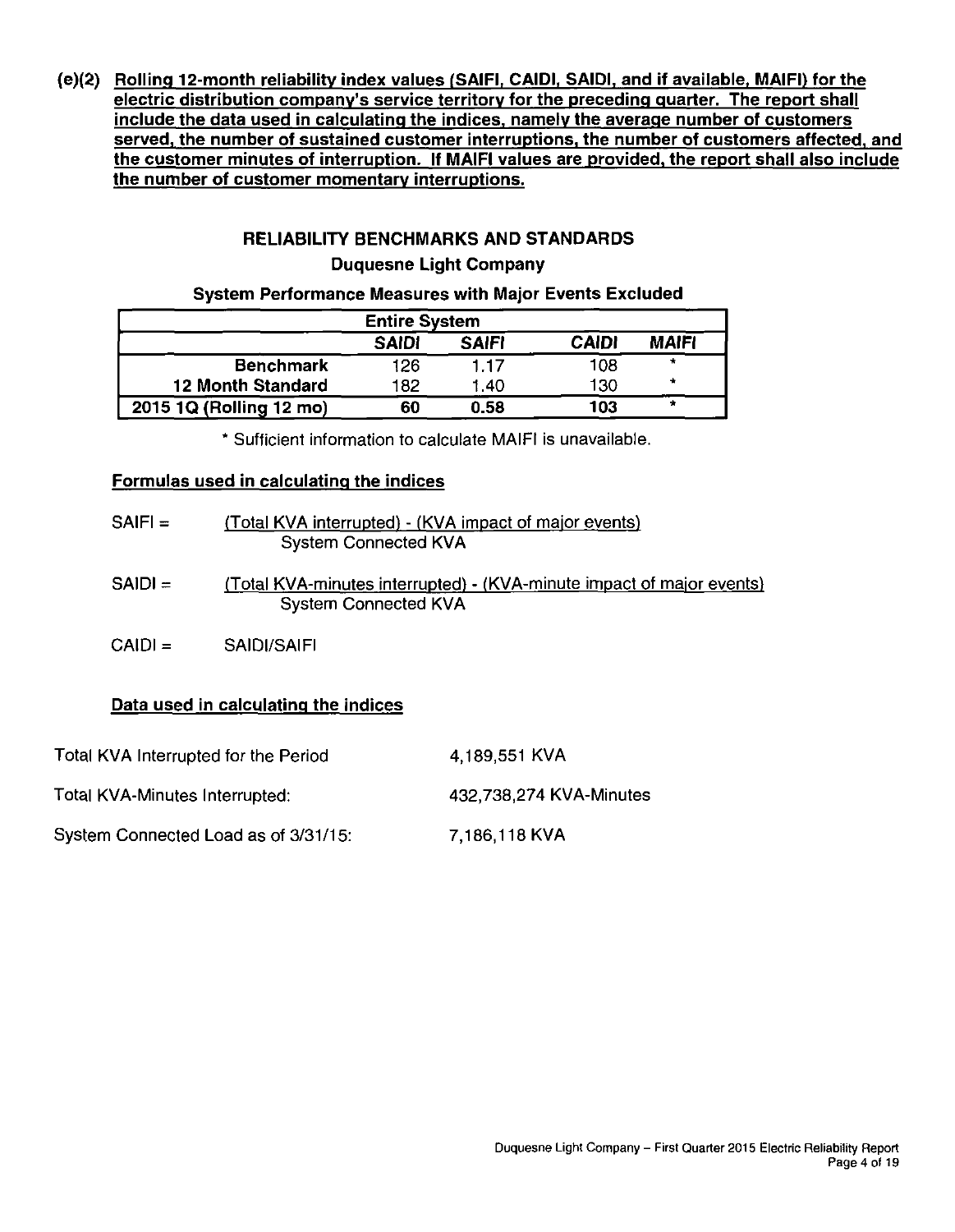**(e)(2) Rolling 12-month reliability index values (SAIFI, CAIDI, SAIDI, and if available, MAIFI) for the electric distribution company's service territory for the preceding quarter. The report shall include the data used in calculating the indices, namely the average number of customers served, the number of sustained customer interruptions, the number of customers affected, and the customer minutes of interruption. If MAIFI values are provided, the report shall also include the number of customer momentary interruptions.**

## RELIABILITY BENCHMARKS AND STANDARDS

### Duquesne Light Company

#### System Performance Measures with Major Events Excluded

| Entire System | | | | |
|---|---|---|---|---|
| | *SAIDI* | *SAIFI* | *CAIDI* | *MAIFI* |
| **Benchmark** | 126 | 1.17 | 108 | * |
| **12 Month Standard** | 182 | 1.40 | 130 | * |
| **2015 1Q (Rolling 12 mo)** | **60** | **0.58** | **103** | * |

\* Sufficient information to calculate MAIFI is unavailable.

**Formulas used in calculating the indices**

$$SAIFI = \frac{\text{(Total KVA interrupted) - (KVA impact of major events)}}{\text{System Connected KVA}}$$

$$SAIDI = \frac{\text{(Total KVA-minutes interrupted) - (KVA-minute impact of major events)}}{\text{System Connected KVA}}$$

CAIDI = SAIDI/SAIFI

**Data used in calculating the indices**

| | |
|---|---|
| Total KVA Interrupted for the Period | 4,189,551 KVA |
| Total KVA-Minutes Interrupted: | 432,738,274 KVA-Minutes |
| System Connected Load as of 3/31/15: | 7,186,118 KVA |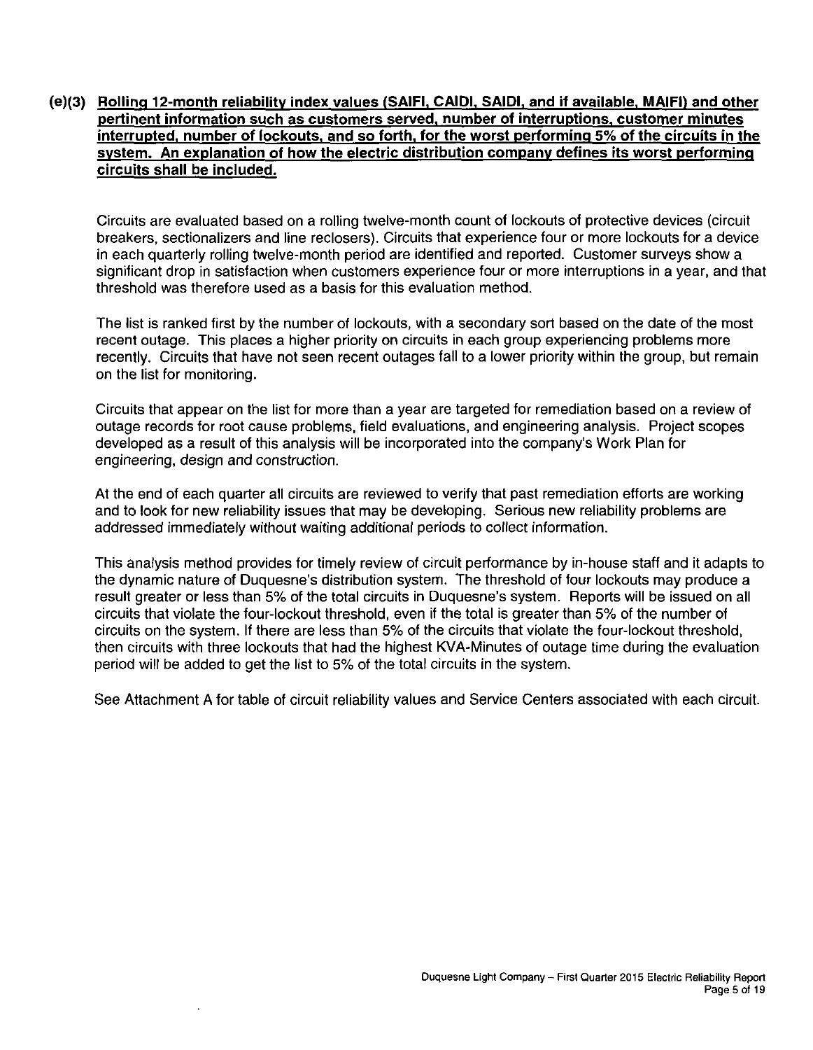**(e)(3) Rolling 12-month reliability index values (SAIFI, CAIDI, SAIDI, and if available, MAIFI) and other pertinent information such as customers served, number of interruptions, customer minutes interrupted, number of lockouts, and so forth, for the worst performing 5% of the circuits in the system. An explanation of how the electric distribution company defines its worst performing circuits shall be included.**

Circuits are evaluated based on a rolling twelve-month count of lockouts of protective devices (circuit breakers, sectionalizers and line reclosers). Circuits that experience four or more lockouts for a device in each quarterly rolling twelve-month period are identified and reported. Customer surveys show a significant drop in satisfaction when customers experience four or more interruptions in a year, and that threshold was therefore used as a basis for this evaluation method.

The list is ranked first by the number of lockouts, with a secondary sort based on the date of the most recent outage. This places a higher priority on circuits in each group experiencing problems more recently. Circuits that have not seen recent outages fall to a lower priority within the group, but remain on the list for monitoring.

Circuits that appear on the list for more than a year are targeted for remediation based on a review of outage records for root cause problems, field evaluations, and engineering analysis. Project scopes developed as a result of this analysis will be incorporated into the company's Work Plan for engineering, design and construction.

At the end of each quarter all circuits are reviewed to verify that past remediation efforts are working and to look for new reliability issues that may be developing. Serious new reliability problems are addressed immediately without waiting additional periods to collect information.

This analysis method provides for timely review of circuit performance by in-house staff and it adapts to the dynamic nature of Duquesne's distribution system. The threshold of four lockouts may produce a result greater or less than 5% of the total circuits in Duquesne's system. Reports will be issued on all circuits that violate the four-lockout threshold, even if the total is greater than 5% of the number of circuits on the system. If there are less than 5% of the circuits that violate the four-lockout threshold, then circuits with three lockouts that had the highest KVA-Minutes of outage time during the evaluation period will be added to get the list to 5% of the total circuits in the system.

See Attachment A for table of circuit reliability values and Service Centers associated with each circuit.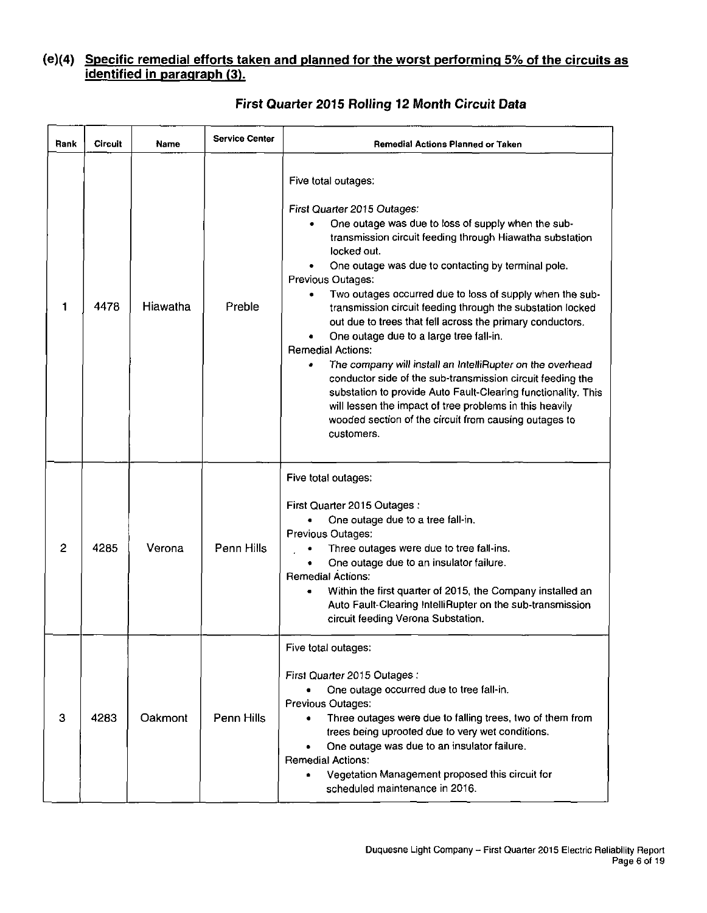## (e)(4) Specific remedial efforts taken and planned for the worst performing 5% of the circuits as identified in paragraph (3).

### *First Quarter 2015 Rolling 12 Month Circuit Data*

| Rank | Circuit | Name | Service Center | Remedial Actions Planned or Taken |
|---|---|---|---|---|
| 1 | 4478 | Hiawatha | Preble | Five total outages:<br><br>*First Quarter 2015 Outages:*<br>• One outage was due to loss of supply when the sub-transmission circuit feeding through Hiawatha substation locked out.<br>• One outage was due to contacting by terminal pole.<br>Previous Outages:<br>• Two outages occurred due to loss of supply when the sub-transmission circuit feeding through the substation locked out due to trees that fell across the primary conductors.<br>• One outage due to a large tree fall-in.<br>Remedial Actions:<br>• *The company will install an IntelliRupter on the overhead conductor side of the sub-transmission circuit feeding the substation to provide Auto Fault-Clearing functionality. This will lessen the impact of tree problems in this heavily wooded section of the circuit from causing outages to customers.* |
| 2 | 4285 | Verona | Penn Hills | Five total outages:<br><br>First Quarter 2015 Outages :<br>• One outage due to a tree fall-in.<br>Previous Outages:<br>• Three outages were due to tree fall-ins.<br>• One outage due to an insulator failure.<br>Remedial Actions:<br>• Within the first quarter of 2015, the Company installed an Auto Fault-Clearing IntelliRupter on the sub-transmission circuit feeding Verona Substation. |
| 3 | 4283 | Oakmont | Penn Hills | Five total outages:<br><br>First Quarter 2015 Outages :<br>• One outage occurred due to tree fall-in.<br>Previous Outages:<br>• Three outages were due to falling trees, two of them from trees being uprooted due to very wet conditions.<br>• One outage was due to an insulator failure.<br>Remedial Actions:<br>• Vegetation Management proposed this circuit for scheduled maintenance in 2016. |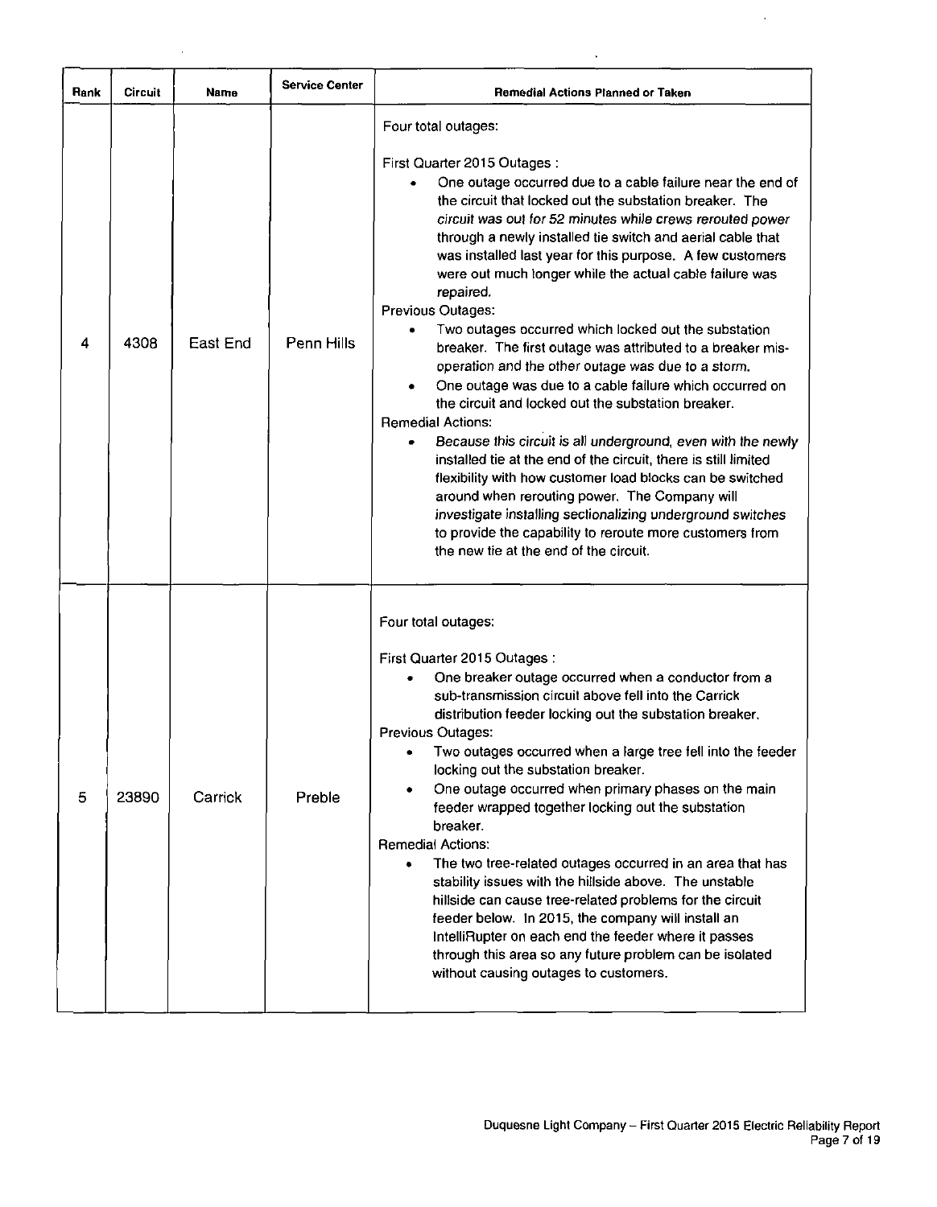| Rank | Circuit | Name | Service Center | Remedial Actions Planned or Taken |
|---|---|---|---|---|
| 4 | 4308 | East End | Penn Hills | Four total outages:<br><br>First Quarter 2015 Outages :<br>• One outage occurred due to a cable failure near the end of the circuit that locked out the substation breaker. The circuit was out for 52 minutes while crews rerouted power through a newly installed tie switch and aerial cable that was installed last year for this purpose. A few customers were out much longer while the actual cable failure was repaired.<br>Previous Outages:<br>• Two outages occurred which locked out the substation breaker. The first outage was attributed to a breaker mis-operation and the other outage was due to a storm.<br>• One outage was due to a cable failure which occurred on the circuit and locked out the substation breaker.<br>Remedial Actions:<br>• Because this circuit is all underground, even with the newly installed tie at the end of the circuit, there is still limited flexibility with how customer load blocks can be switched around when rerouting power. The Company will investigate installing sectionalizing underground switches to provide the capability to reroute more customers from the new tie at the end of the circuit. |
| 5 | 23890 | Carrick | Preble | Four total outages:<br><br>First Quarter 2015 Outages :<br>• One breaker outage occurred when a conductor from a sub-transmission circuit above fell into the Carrick distribution feeder locking out the substation breaker.<br>Previous Outages:<br>• Two outages occurred when a large tree fell into the feeder locking out the substation breaker.<br>• One outage occurred when primary phases on the main feeder wrapped together locking out the substation breaker.<br>Remedial Actions:<br>• The two tree-related outages occurred in an area that has stability issues with the hillside above. The unstable hillside can cause tree-related problems for the circuit feeder below. In 2015, the company will install an IntelliRupter on each end the feeder where it passes through this area so any future problem can be isolated without causing outages to customers. |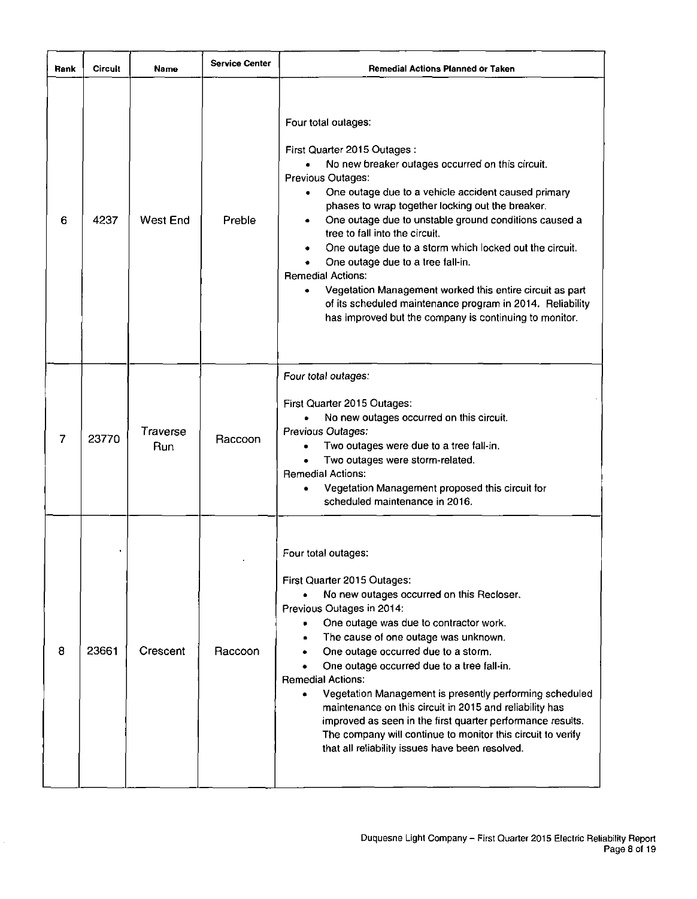| Rank | Circuit | Name | Service Center | Remedial Actions Planned or Taken |
|---|---|---|---|---|
| 6 | 4237 | West End | Preble | Four total outages:<br><br>First Quarter 2015 Outages :<br>• No new breaker outages occurred on this circuit.<br>Previous Outages:<br>• One outage due to a vehicle accident caused primary phases to wrap together locking out the breaker.<br>• One outage due to unstable ground conditions caused a tree to fall into the circuit.<br>• One outage due to a storm which locked out the circuit.<br>• One outage due to a tree fall-in.<br>Remedial Actions:<br>• Vegetation Management worked this entire circuit as part of its scheduled maintenance program in 2014. Reliability has improved but the company is continuing to monitor. |
| 7 | 23770 | Traverse Run | Raccoon | *Four total outages:*<br><br>First Quarter 2015 Outages:<br>• No new outages occurred on this circuit.<br>*Previous Outages:*<br>• Two outages were due to a tree fall-in.<br>• Two outages were storm-related.<br>Remedial Actions:<br>• Vegetation Management proposed this circuit for scheduled maintenance in 2016. |
| 8 | 23661 | Crescent | Raccoon | Four total outages:<br><br>First Quarter 2015 Outages:<br>• No new outages occurred on this Recloser.<br>Previous Outages in 2014:<br>• One outage was due to contractor work.<br>• The cause of one outage was unknown.<br>• One outage occurred due to a storm.<br>• One outage occurred due to a tree fall-in.<br>Remedial Actions:<br>• Vegetation Management is presently performing scheduled maintenance on this circuit in 2015 and reliability has improved as seen in the first quarter performance results. The company will continue to monitor this circuit to verify that all reliability issues have been resolved. |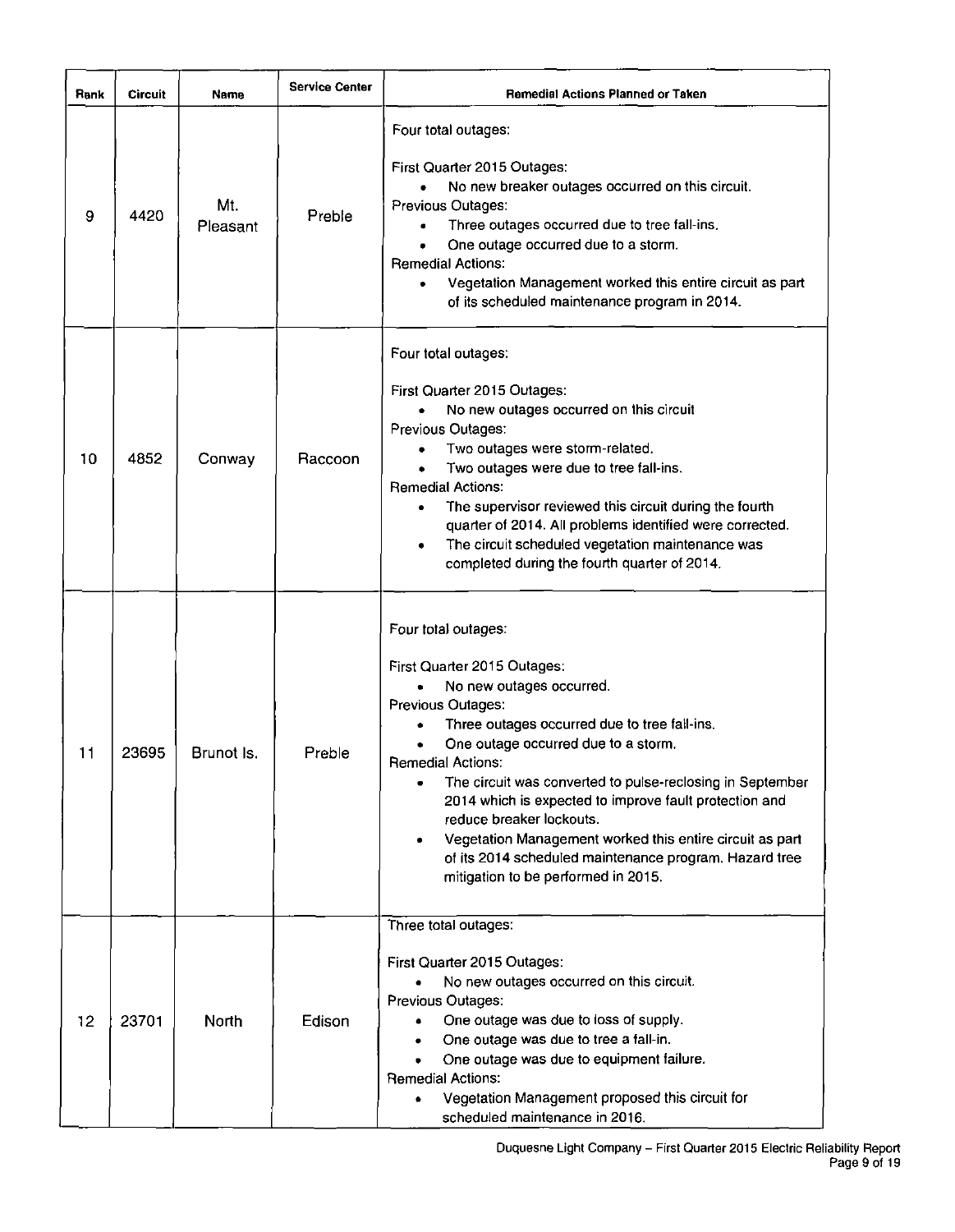| Rank | Circuit | Name | Service Center | Remedial Actions Planned or Taken |
|---|---|---|---|---|
| 9 | 4420 | Mt. Pleasant | Preble | Four total outages:<br><br>First Quarter 2015 Outages:<br>• No new breaker outages occurred on this circuit.<br>Previous Outages:<br>• Three outages occurred due to tree fall-ins.<br>• One outage occurred due to a storm.<br>Remedial Actions:<br>• Vegetation Management worked this entire circuit as part of its scheduled maintenance program in 2014. |
| 10 | 4852 | Conway | Raccoon | Four total outages:<br><br>First Quarter 2015 Outages:<br>• No new outages occurred on this circuit<br>Previous Outages:<br>• Two outages were storm-related.<br>• Two outages were due to tree fall-ins.<br>Remedial Actions:<br>• The supervisor reviewed this circuit during the fourth quarter of 2014. All problems identified were corrected.<br>• The circuit scheduled vegetation maintenance was completed during the fourth quarter of 2014. |
| 11 | 23695 | Brunot Is. | Preble | Four total outages:<br><br>First Quarter 2015 Outages:<br>• No new outages occurred.<br>Previous Outages:<br>• Three outages occurred due to tree fall-ins.<br>• One outage occurred due to a storm.<br>Remedial Actions:<br>• The circuit was converted to pulse-reclosing in September 2014 which is expected to improve fault protection and reduce breaker lockouts.<br>• Vegetation Management worked this entire circuit as part of its 2014 scheduled maintenance program. Hazard tree mitigation to be performed in 2015. |
| 12 | 23701 | North | Edison | Three total outages:<br><br>First Quarter 2015 Outages:<br>• No new outages occurred on this circuit.<br>Previous Outages:<br>• One outage was due to loss of supply.<br>• One outage was due to tree a fall-in.<br>• One outage was due to equipment failure.<br>Remedial Actions:<br>• Vegetation Management proposed this circuit for scheduled maintenance in 2016. |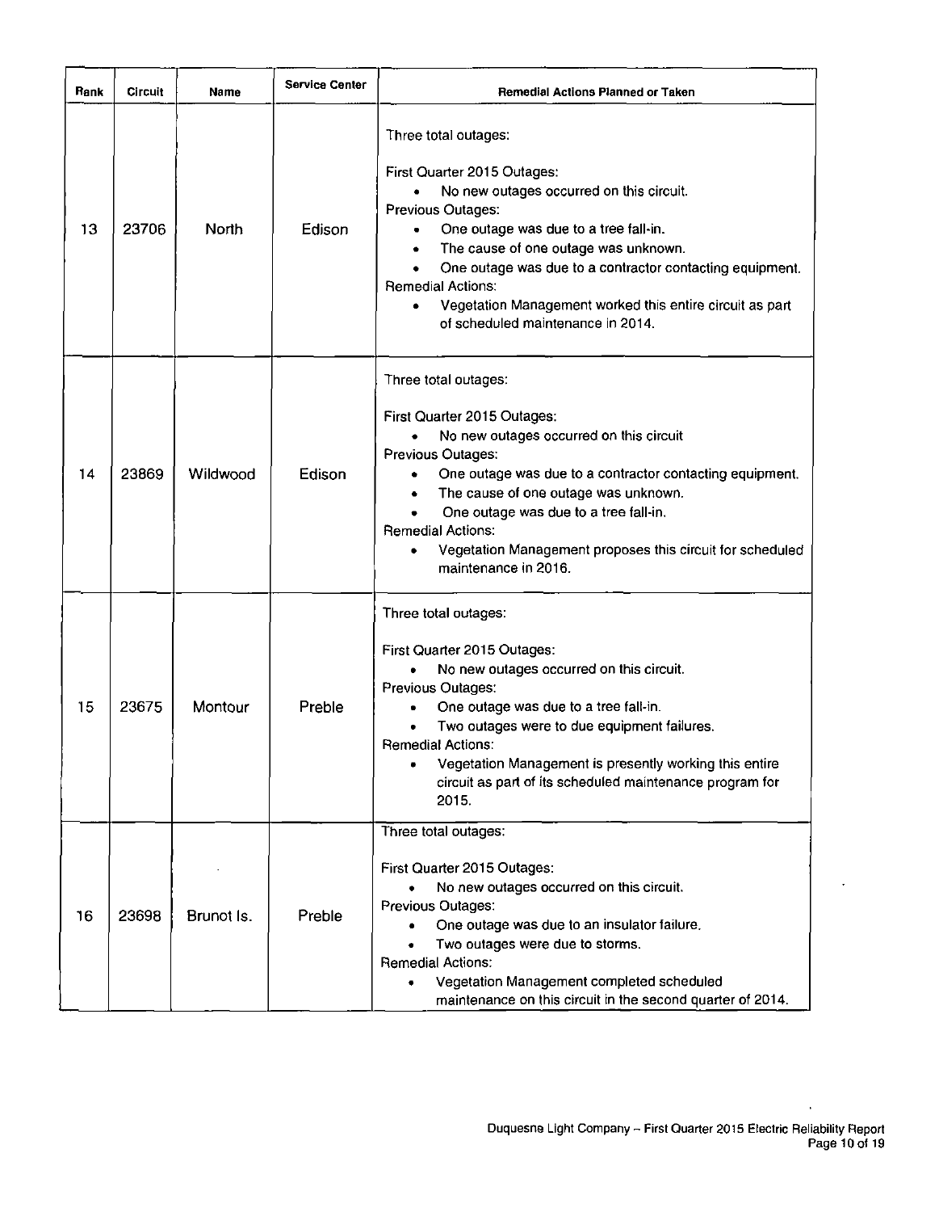| Rank | Circuit | Name | Service Center | Remedial Actions Planned or Taken |
|---|---|---|---|---|
| 13 | 23706 | North | Edison | Three total outages:<br><br>First Quarter 2015 Outages:<br>• No new outages occurred on this circuit.<br>Previous Outages:<br>• One outage was due to a tree fall-in.<br>• The cause of one outage was unknown.<br>• One outage was due to a contractor contacting equipment.<br>Remedial Actions:<br>• Vegetation Management worked this entire circuit as part of scheduled maintenance in 2014. |
| 14 | 23869 | Wildwood | Edison | Three total outages:<br><br>First Quarter 2015 Outages:<br>• No new outages occurred on this circuit<br>Previous Outages:<br>• One outage was due to a contractor contacting equipment.<br>• The cause of one outage was unknown.<br>• One outage was due to a tree fall-in.<br>Remedial Actions:<br>• Vegetation Management proposes this circuit for scheduled maintenance in 2016. |
| 15 | 23675 | Montour | Preble | Three total outages:<br><br>First Quarter 2015 Outages:<br>• No new outages occurred on this circuit.<br>Previous Outages:<br>• One outage was due to a tree fall-in.<br>• Two outages were to due equipment failures.<br>Remedial Actions:<br>• Vegetation Management is presently working this entire circuit as part of its scheduled maintenance program for 2015. |
| 16 | 23698 | Brunot Is. | Preble | Three total outages:<br><br>First Quarter 2015 Outages:<br>• No new outages occurred on this circuit.<br>Previous Outages:<br>• One outage was due to an insulator failure.<br>• Two outages were due to storms.<br>Remedial Actions:<br>• Vegetation Management completed scheduled maintenance on this circuit in the second quarter of 2014. |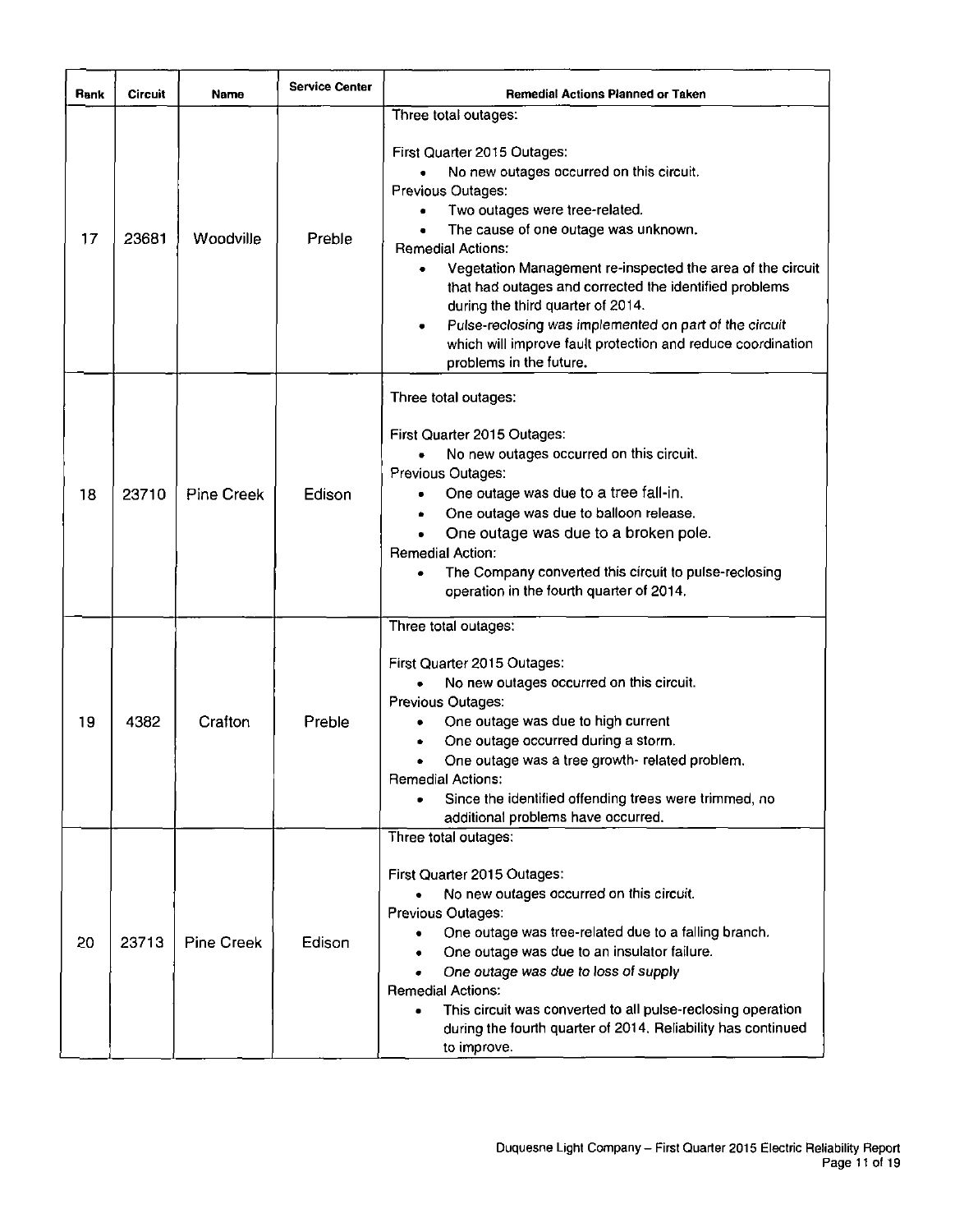| Rank | Circuit | Name | Service Center | Remedial Actions Planned or Taken |
|---|---|---|---|---|
| 17 | 23681 | Woodville | Preble | Three total outages:<br><br>First Quarter 2015 Outages:<br>• No new outages occurred on this circuit.<br>Previous Outages:<br>• Two outages were tree-related.<br>• The cause of one outage was unknown.<br>Remedial Actions:<br>• Vegetation Management re-inspected the area of the circuit that had outages and corrected the identified problems during the third quarter of 2014.<br>• *Pulse-reclosing was implemented on part of the circuit which will improve fault protection and reduce coordination problems in the future.* |
| 18 | 23710 | Pine Creek | Edison | Three total outages:<br><br>First Quarter 2015 Outages:<br>• No new outages occurred on this circuit.<br>Previous Outages:<br>• One outage was due to a tree fall-in.<br>• One outage was due to balloon release.<br>• One outage was due to a broken pole.<br>Remedial Action:<br>• The Company converted this circuit to pulse-reclosing operation in the fourth quarter of 2014. |
| 19 | 4382 | Crafton | Preble | Three total outages:<br><br>First Quarter 2015 Outages:<br>• No new outages occurred on this circuit.<br>Previous Outages:<br>• One outage was due to high current<br>• One outage occurred during a storm.<br>• One outage was a tree growth- related problem.<br>Remedial Actions:<br>• Since the identified offending trees were trimmed, no additional problems have occurred. |
| 20 | 23713 | Pine Creek | Edison | Three total outages:<br><br>First Quarter 2015 Outages:<br>• No new outages occurred on this circuit.<br>Previous Outages:<br>• One outage was tree-related due to a falling branch.<br>• One outage was due to an insulator failure.<br>• *One outage was due to loss of supply*<br>Remedial Actions:<br>• This circuit was converted to all pulse-reclosing operation during the fourth quarter of 2014. Reliability has continued to improve. |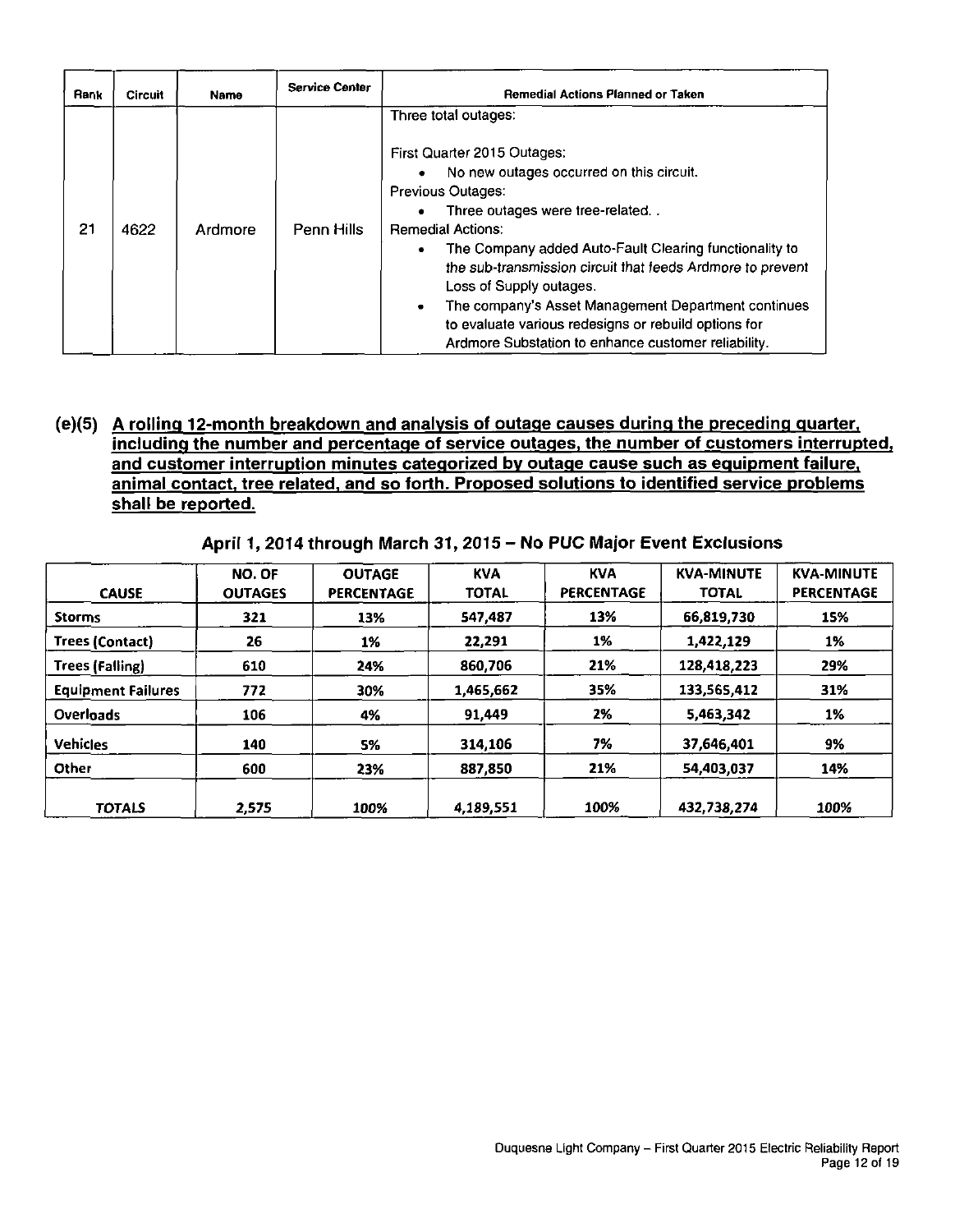| Rank | Circuit | Name | Service Center | Remedial Actions Planned or Taken |
|---|---|---|---|---|
| 21 | 4622 | Ardmore | Penn Hills | Three total outages:<br><br>First Quarter 2015 Outages:<br>• No new outages occurred on this circuit.<br>Previous Outages:<br>• Three outages were tree-related. .<br>Remedial Actions:<br>• The Company added Auto-Fault Clearing functionality to *the sub-transmission circuit that feeds Ardmore to prevent* Loss of Supply outages.<br>• The company's Asset Management Department continues to evaluate various redesigns or rebuild options for Ardmore Substation to enhance customer reliability. |

**(e)(5) A rolling 12-month breakdown and analysis of outage causes during the preceding quarter, including the number and percentage of service outages, the number of customers interrupted, and customer interruption minutes categorized by outage cause such as equipment failure, animal contact, tree related, and so forth. Proposed solutions to identified service problems shall be reported.**

**April 1, 2014 through March 31, 2015 – No PUC Major Event Exclusions**

| CAUSE | NO. OF OUTAGES | OUTAGE PERCENTAGE | KVA TOTAL | KVA PERCENTAGE | KVA-MINUTE TOTAL | KVA-MINUTE PERCENTAGE |
|---|---|---|---|---|---|---|
| Storms | 321 | 13% | 547,487 | 13% | 66,819,730 | 15% |
| Trees (Contact) | 26 | 1% | 22,291 | 1% | 1,422,129 | 1% |
| Trees (Falling) | 610 | 24% | 860,706 | 21% | 128,418,223 | 29% |
| Equipment Failures | 772 | 30% | 1,465,662 | 35% | 133,565,412 | 31% |
| Overloads | 106 | 4% | 91,449 | 2% | 5,463,342 | 1% |
| Vehicles | 140 | 5% | 314,106 | 7% | 37,646,401 | 9% |
| Other | 600 | 23% | 887,850 | 21% | 54,403,037 | 14% |
| TOTALS | 2,575 | 100% | 4,189,551 | 100% | 432,738,274 | 100% |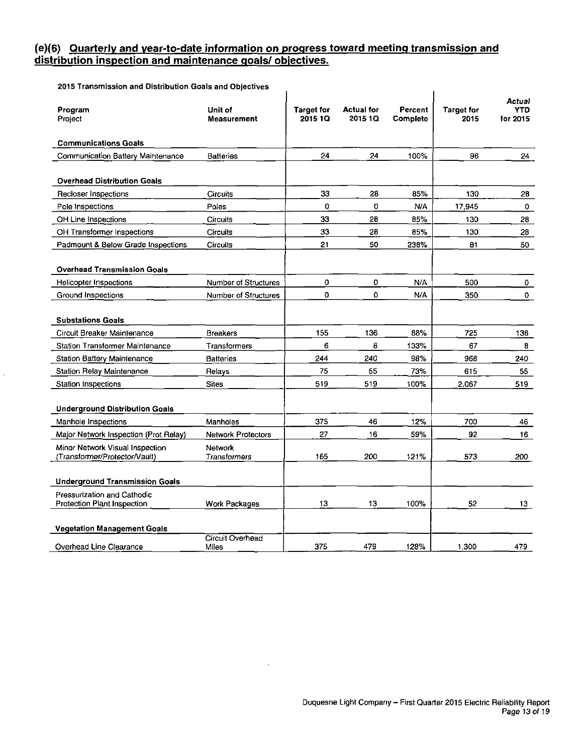## (e)(6) Quarterly and year-to-date information on progress toward meeting transmission and distribution inspection and maintenance goals/ objectives.

**2015 Transmission and Distribution Goals and Objectives**

| Program<br>Project | Unit of Measurement | Target for 2015 1Q | Actual for 2015 1Q | Percent Complete | Target for 2015 | *Actual* YTD for 2015 |
|---|---|---|---|---|---|---|
| **Communications Goals** | | | | | | |
| Communication Battery Maintenance | Batteries | 24 | 24 | 100% | 96 | 24 |
| **Overhead Distribution Goals** | | | | | | |
| Recloser Inspections | Circuits | 33 | 28 | 85% | 130 | 28 |
| Pole Inspections | Poles | 0 | 0 | N/A | 17,945 | 0 |
| OH Line Inspections | Circuits | 33 | 28 | 85% | 130 | 28 |
| OH Transformer Inspections | Circuits | 33 | 28 | 85% | 130 | 28 |
| Padmount & Below Grade Inspections | Circuits | 21 | 50 | 238% | 81 | 50 |
| **Overhead Transmission Goals** | | | | | | |
| Helicopter Inspections | Number of Structures | 0 | 0 | N/A | 500 | 0 |
| Ground Inspections | Number of Structures | 0 | 0 | N/A | 350 | 0 |
| **Substations Goals** | | | | | | |
| Circuit Breaker Maintenance | Breakers | 155 | 136 | 88% | 725 | 136 |
| Station Transformer Maintenance | Transformers | 6 | 8 | 133% | 67 | 8 |
| Station Battery Maintenance | Batteries | 244 | 240 | 98% | 968 | 240 |
| Station Relay Maintenance | Relays | 75 | 55 | 73% | 615 | 55 |
| Station Inspections | Sites | 519 | 519 | 100% | 2,067 | 519 |
| **Underground Distribution Goals** | | | | | | |
| Manhole Inspections | Manholes | 375 | 46 | 12% | 700 | 46 |
| Major Network Inspection (Prot Relay) | Network Protectors | 27 | 16 | 59% | 92 | 16 |
| Minor Network Visual Inspection (Transformer/Protector/Vault) | Network Transformers | 165 | 200 | 121% | 573 | 200 |
| **Underground Transmission Goals** | | | | | | |
| Pressurization and Cathodic Protection Plant Inspection | Work Packages | 13 | 13 | 100% | 52 | 13 |
| **Vegetation Management Goals** | | | | | | |
| Overhead Line Clearance | Circuit Overhead Miles | 375 | 479 | 128% | 1,300 | 479 |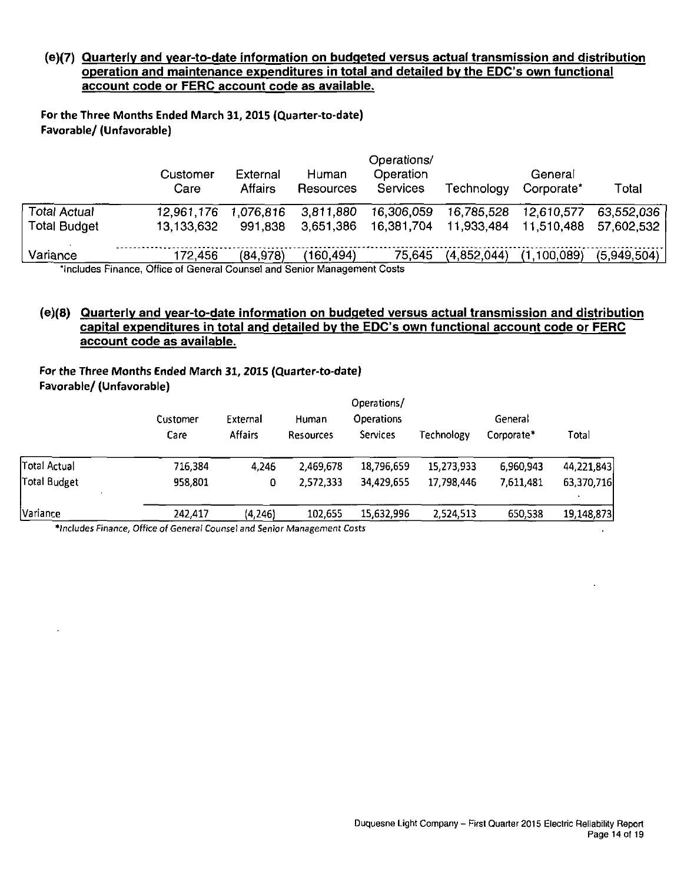**(e)(7) Quarterly and year-to-date information on budgeted versus actual transmission and distribution operation and maintenance expenditures in total and detailed by the EDC's own functional account code or FERC account code as available.**

**For the Three Months Ended March 31, 2015 (Quarter-to-date)**
**Favorable/ (Unfavorable)**

| | Customer Care | External Affairs | Human Resources | Operations/ Operation Services | Technology | General Corporate* | Total |
|---|---|---|---|---|---|---|---|
| Total Actual | 12,961,176 | 1,076,816 | 3,811,880 | 16,306,059 | 16,785,528 | 12,610,577 | 63,552,036 |
| Total Budget | 13,133,632 | 991,838 | 3,651,386 | 16,381,704 | 11,933,484 | 11,510,488 | 57,602,532 |
| Variance | 172,456 | (84,978) | (160,494) | 75,645 | (4,852,044) | (1,100,089) | (5,949,504) |

*Includes Finance, Office of General Counsel and Senior Management Costs

**(e)(8) Quarterly and year-to-date information on budgeted versus actual transmission and distribution capital expenditures in total and detailed by the EDC's own functional account code or FERC account code as available.**

**For the Three Months Ended March 31, 2015 (Quarter-to-date)**
**Favorable/ (Unfavorable)**

| | Customer Care | External Affairs | Human Resources | Operations/ Operations Services | Technology | General Corporate* | Total |
|---|---|---|---|---|---|---|---|
| Total Actual | 716,384 | 4,246 | 2,469,678 | 18,796,659 | 15,273,933 | 6,960,943 | 44,221,843 |
| Total Budget | 958,801 | 0 | 2,572,333 | 34,429,655 | 17,798,446 | 7,611,481 | 63,370,716 |
| Variance | 242,417 | (4,246) | 102,655 | 15,632,996 | 2,524,513 | 650,538 | 19,148,873 |

*Includes Finance, Office of General Counsel and Senior Management Costs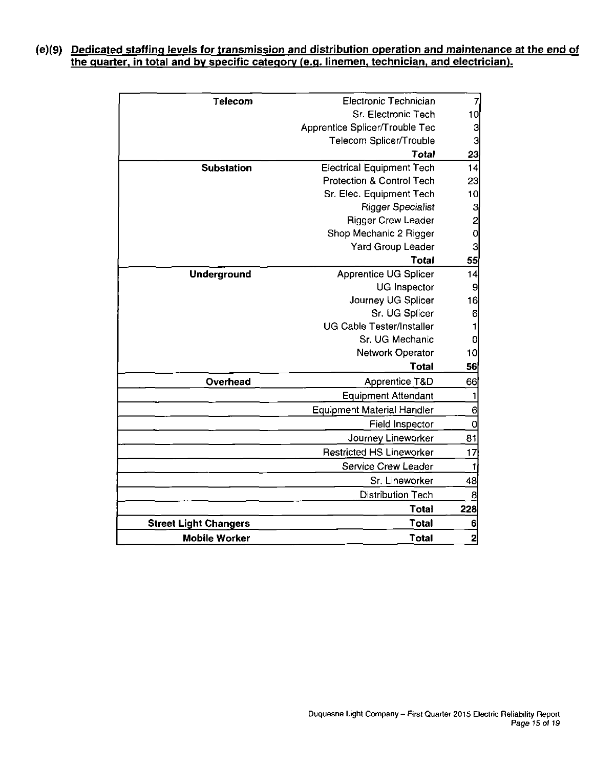**(e)(9) Dedicated staffing levels for transmission and distribution operation and maintenance at the end of the quarter, in total and by specific category (e.g. linemen, technician, and electrician).**

| | | |
|---|---|---|
| **Telecom** | Electronic Technician | 7 |
| | Sr. Electronic Tech | 10 |
| | Apprentice Splicer/Trouble Tec | 3 |
| | Telecom Splicer/Trouble | 3 |
| | ***Total*** | **23** |
| **Substation** | Electrical Equipment Tech | 14 |
| | Protection & Control Tech | 23 |
| | Sr. Elec. Equipment Tech | 10 |
| | Rigger Specialist | 3 |
| | Rigger Crew Leader | 2 |
| | Shop Mechanic 2 Rigger | 0 |
| | Yard Group Leader | 3 |
| | **Total** | **55** |
| **Underground** | Apprentice UG Splicer | 14 |
| | UG Inspector | 9 |
| | Journey UG Splicer | 16 |
| | Sr. UG Splicer | 6 |
| | UG Cable Tester/Installer | 1 |
| | Sr. UG Mechanic | 0 |
| | Network Operator | 10 |
| | **Total** | **56** |
| **Overhead** | Apprentice T&D | 66 |
| | Equipment Attendant | 1 |
| | Equipment Material Handler | 6 |
| | Field Inspector | 0 |
| | Journey Lineworker | 81 |
| | Restricted HS Lineworker | 17 |
| | Service Crew Leader | 1 |
| | Sr. Lineworker | 48 |
| | Distribution Tech | 8 |
| | **Total** | **228** |
| **Street Light Changers** | **Total** | **6** |
| **Mobile Worker** | **Total** | **2** |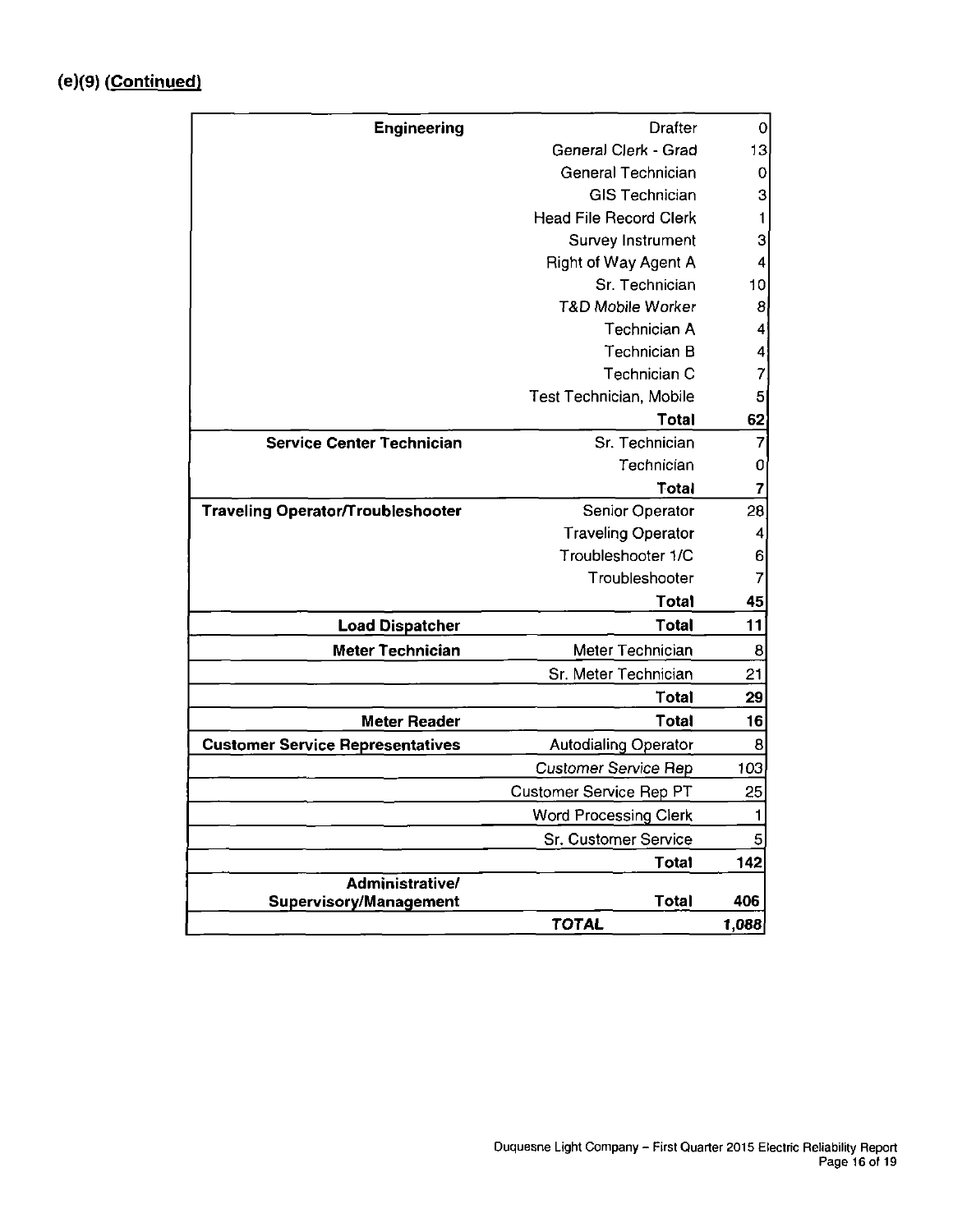**(e)(9) (Continued)**

| | | |
|---|---|---|
| **Engineering** | Drafter | 0 |
| | General Clerk - Grad | 13 |
| | General Technician | 0 |
| | GIS Technician | 3 |
| | Head File Record Clerk | 1 |
| | Survey Instrument | 3 |
| | Right of Way Agent A | 4 |
| | Sr. Technician | 10 |
| | T&D Mobile Worker | 8 |
| | Technician A | 4 |
| | Technician B | 4 |
| | Technician C | 7 |
| | Test Technician, Mobile | 5 |
| | **Total** | **62** |
| **Service Center Technician** | Sr. Technician | 7 |
| | Technician | 0 |
| | **Total** | **7** |
| **Traveling Operator/Troubleshooter** | Senior Operator | 28 |
| | Traveling Operator | 4 |
| | Troubleshooter 1/C | 6 |
| | Troubleshooter | 7 |
| | **Total** | **45** |
| **Load Dispatcher** | **Total** | **11** |
| **Meter Technician** | Meter Technician | 8 |
| | Sr. Meter Technician | 21 |
| | **Total** | **29** |
| **Meter Reader** | **Total** | **16** |
| **Customer Service Representatives** | Autodialing Operator | 8 |
| | Customer Service Rep | 103 |
| | Customer Service Rep PT | 25 |
| | Word Processing Clerk | 1 |
| | Sr. Customer Service | 5 |
| | **Total** | **142** |
| **Administrative/ Supervisory/Management** | **Total** | **406** |
| | ***TOTAL*** | ***1,088*** |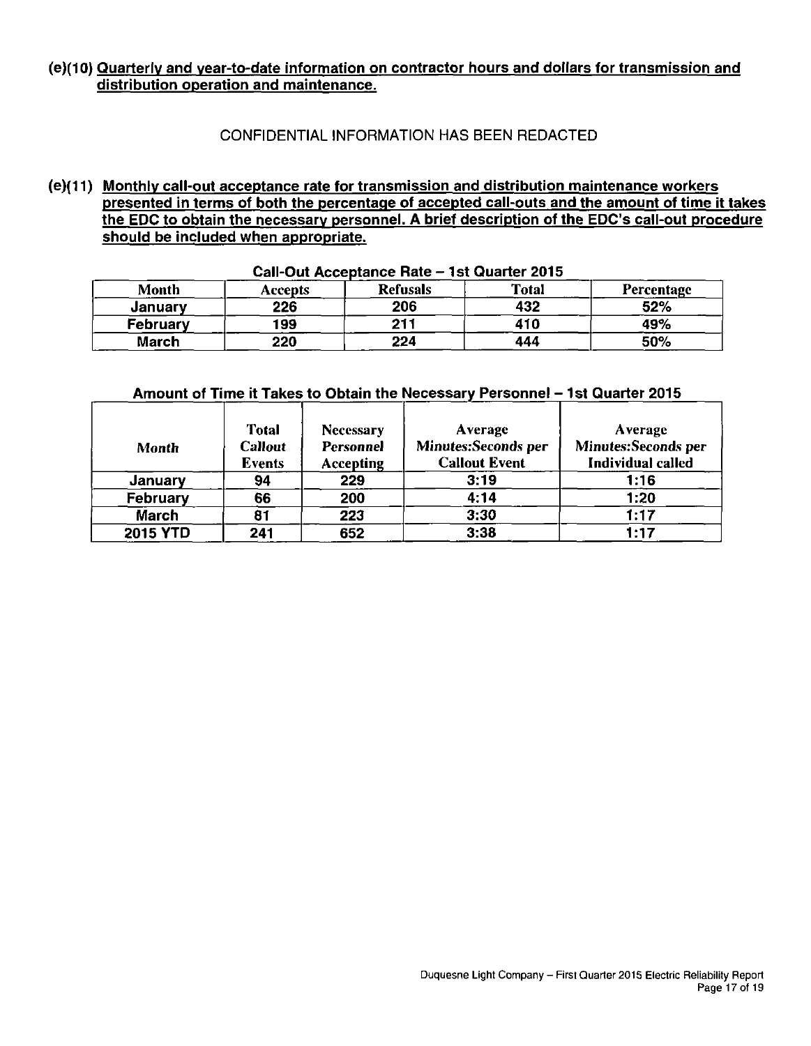**(e)(10) <u>Quarterly and year-to-date information on contractor hours and dollars for transmission and distribution operation and maintenance.</u>**

CONFIDENTIAL INFORMATION HAS BEEN REDACTED

**(e)(11) <u>Monthly call-out acceptance rate for transmission and distribution maintenance workers presented in terms of both the percentage of accepted call-outs and the amount of time it takes the EDC to obtain the necessary personnel. A brief description of the EDC's call-out procedure should be included when appropriate.</u>**

**Call-Out Acceptance Rate – 1st Quarter 2015**

| Month | Accepts | Refusals | Total | Percentage |
|---|---|---|---|---|
| January | 226 | 206 | 432 | 52% |
| February | 199 | 211 | 410 | 49% |
| March | 220 | 224 | 444 | 50% |

**Amount of Time it Takes to Obtain the Necessary Personnel – 1st Quarter 2015**

| Month | Total Callout Events | Necessary Personnel Accepting | Average Minutes:Seconds per Callout Event | Average Minutes:Seconds per Individual called |
|---|---|---|---|---|
| January | 94 | 229 | 3:19 | 1:16 |
| February | 66 | 200 | 4:14 | 1:20 |
| March | 81 | 223 | 3:30 | 1:17 |
| 2015 YTD | 241 | 652 | 3:38 | 1:17 |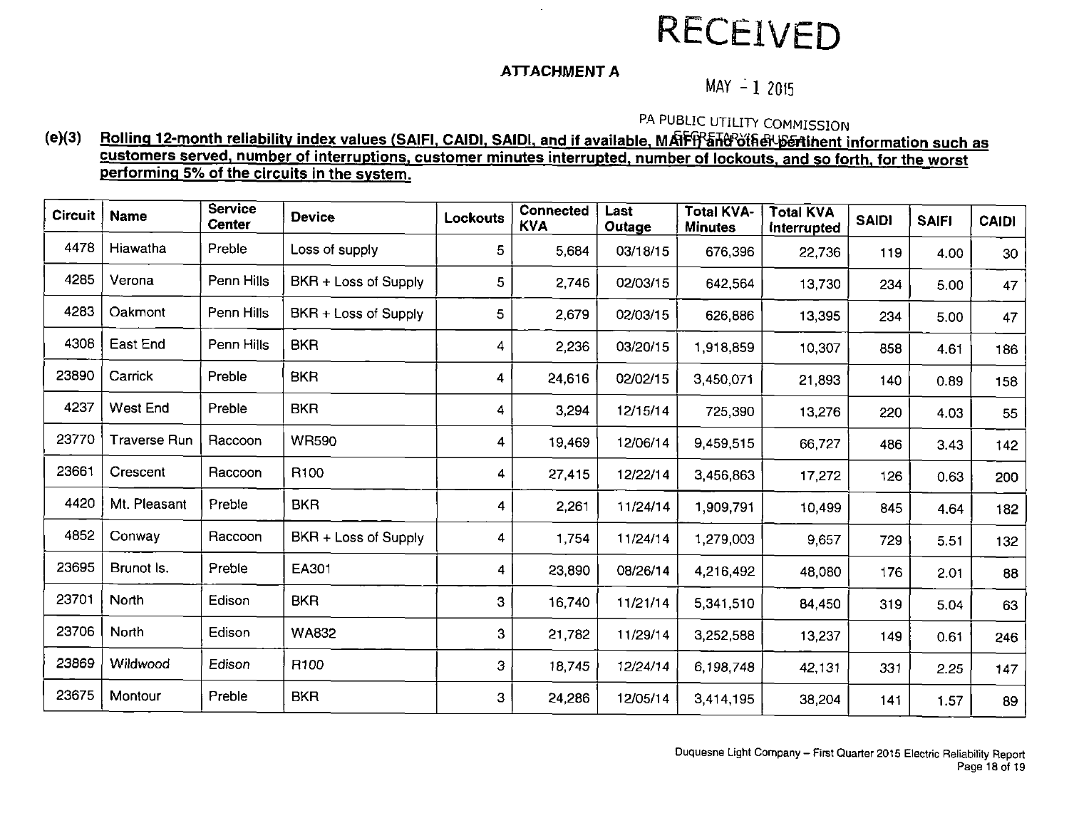RECEIVED

MAY - 1 2015

PA PUBLIC UTILITY COMMISSION
SECRETARY'S BUREAU

## ATTACHMENT A

**(e)(3) Rolling 12-month reliability index values (SAIFI, CAIDI, SAIDI, and if available, MAIFI) and other pertinent information such as customers served, number of interruptions, customer minutes interrupted, number of lockouts, and so forth, for the worst performing 5% of the circuits in the system.**

| Circuit | Name | Service Center | Device | Lockouts | Connected KVA | Last Outage | Total KVA-Minutes | Total KVA Interrupted | SAIDI | SAIFI | CAIDI |
|---|---|---|---|---|---|---|---|---|---|---|---|
| 4478 | Hiawatha | Preble | Loss of supply | 5 | 5,684 | 03/18/15 | 676,396 | 22,736 | 119 | 4.00 | 30 |
| 4285 | Verona | Penn Hills | BKR + Loss of Supply | 5 | 2,746 | 02/03/15 | 642,564 | 13,730 | 234 | 5.00 | 47 |
| 4283 | Oakmont | Penn Hills | BKR + Loss of Supply | 5 | 2,679 | 02/03/15 | 626,886 | 13,395 | 234 | 5.00 | 47 |
| 4308 | East End | Penn Hills | BKR | 4 | 2,236 | 03/20/15 | 1,918,859 | 10,307 | 858 | 4.61 | 186 |
| 23890 | Carrick | Preble | BKR | 4 | 24,616 | 02/02/15 | 3,450,071 | 21,893 | 140 | 0.89 | 158 |
| 4237 | West End | Preble | BKR | 4 | 3,294 | 12/15/14 | 725,390 | 13,276 | 220 | 4.03 | 55 |
| 23770 | Traverse Run | Raccoon | WR590 | 4 | 19,469 | 12/06/14 | 9,459,515 | 66,727 | 486 | 3.43 | 142 |
| 23661 | Crescent | Raccoon | R100 | 4 | 27,415 | 12/22/14 | 3,456,863 | 17,272 | 126 | 0.63 | 200 |
| 4420 | Mt. Pleasant | Preble | BKR | 4 | 2,261 | 11/24/14 | 1,909,791 | 10,499 | 845 | 4.64 | 182 |
| 4852 | Conway | Raccoon | BKR + Loss of Supply | 4 | 1,754 | 11/24/14 | 1,279,003 | 9,657 | 729 | 5.51 | 132 |
| 23695 | Brunot Is. | Preble | EA301 | 4 | 23,890 | 08/26/14 | 4,216,492 | 48,080 | 176 | 2.01 | 88 |
| 23701 | North | Edison | BKR | 3 | 16,740 | 11/21/14 | 5,341,510 | 84,450 | 319 | 5.04 | 63 |
| 23706 | North | Edison | WA832 | 3 | 21,782 | 11/29/14 | 3,252,588 | 13,237 | 149 | 0.61 | 246 |
| 23869 | Wildwood | Edison | R100 | 3 | 18,745 | 12/24/14 | 6,198,748 | 42,131 | 331 | 2.25 | 147 |
| 23675 | Montour | Preble | BKR | 3 | 24,286 | 12/05/14 | 3,414,195 | 38,204 | 141 | 1.57 | 89 |

Duquesne Light Company – First Quarter 2015 Electric Reliability Report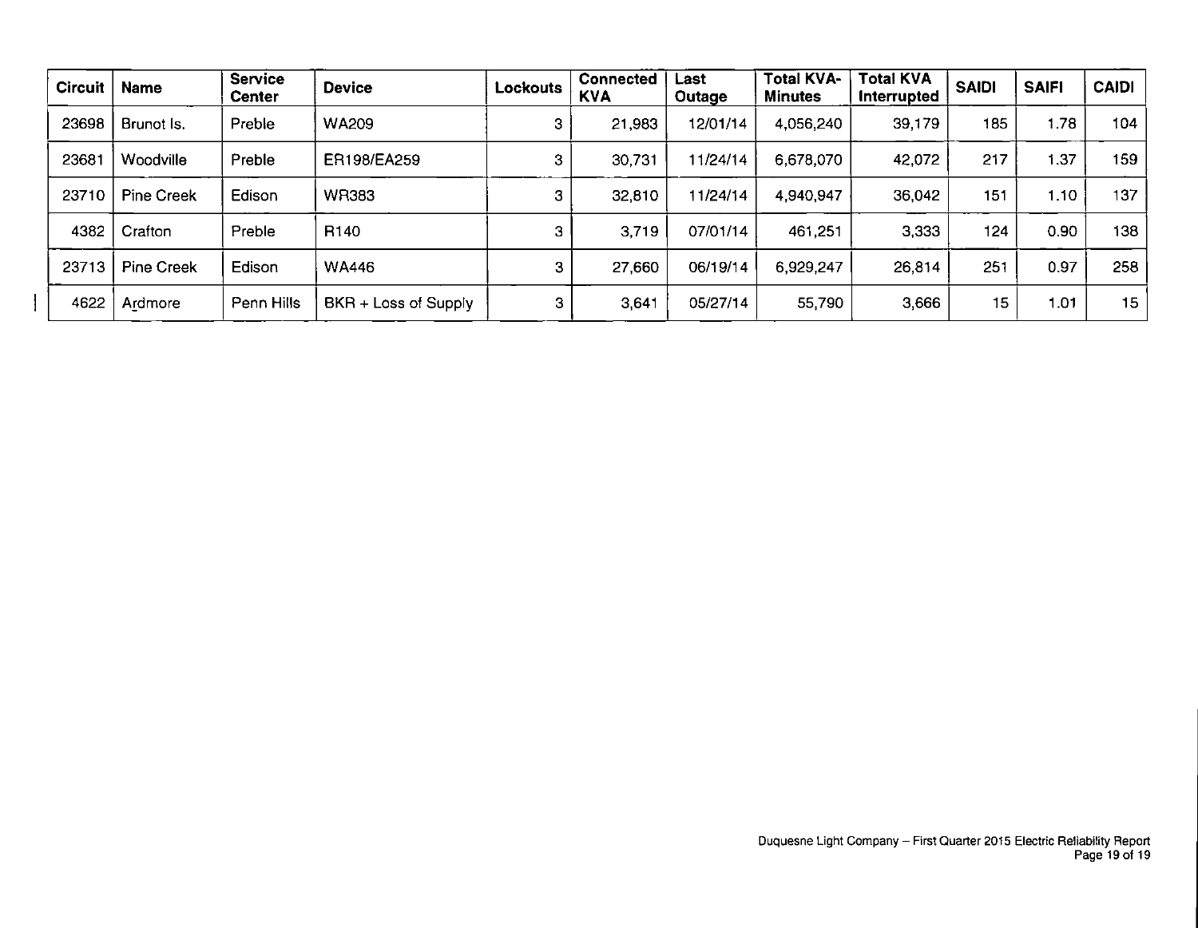| Circuit | Name | Service Center | Device | Lockouts | Connected KVA | Last Outage | Total KVA-Minutes | Total KVA Interrupted | SAIDI | SAIFI | CAIDI |
|---|---|---|---|---|---|---|---|---|---|---|---|
| 23698 | Brunot Is. | Preble | WA209 | 3 | 21,983 | 12/01/14 | 4,056,240 | 39,179 | 185 | 1.78 | 104 |
| 23681 | Woodville | Preble | ER198/EA259 | 3 | 30,731 | 11/24/14 | 6,678,070 | 42,072 | 217 | 1.37 | 159 |
| 23710 | Pine Creek | Edison | WR383 | 3 | 32,810 | 11/24/14 | 4,940,947 | 36,042 | 151 | 1.10 | 137 |
| 4382 | Crafton | Preble | R140 | 3 | 3,719 | 07/01/14 | 461,251 | 3,333 | 124 | 0.90 | 138 |
| 23713 | Pine Creek | Edison | WA446 | 3 | 27,660 | 06/19/14 | 6,929,247 | 26,814 | 251 | 0.97 | 258 |
| 4622 | Ardmore | Penn Hills | BKR + Loss of Supply | 3 | 3,641 | 05/27/14 | 55,790 | 3,666 | 15 | 1.01 | 15 |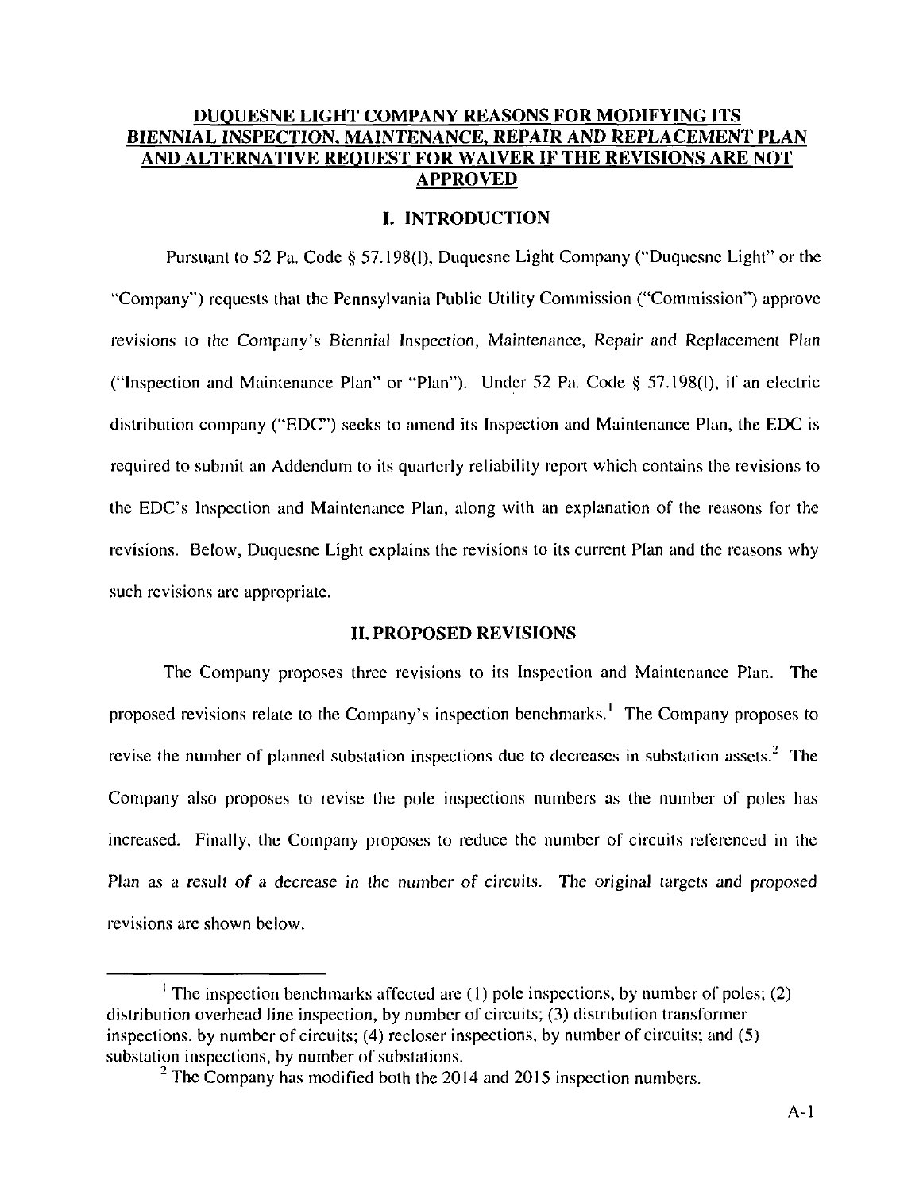# DUQUESNE LIGHT COMPANY REASONS FOR MODIFYING ITS BIENNIAL INSPECTION, MAINTENANCE, REPAIR AND REPLACEMENT PLAN AND ALTERNATIVE REQUEST FOR WAIVER IF THE REVISIONS ARE NOT APPROVED

## I. INTRODUCTION

Pursuant to 52 Pa. Code § 57.198(l), Duquesne Light Company ("Duquesne Light" or the "Company") requests that the Pennsylvania Public Utility Commission ("Commission") approve revisions to the Company's Biennial Inspection, Maintenance, Repair and Replacement Plan ("Inspection and Maintenance Plan" or "Plan"). Under 52 Pa. Code § 57.198(l), if an electric distribution company ("EDC") seeks to amend its Inspection and Maintenance Plan, the EDC is required to submit an Addendum to its quarterly reliability report which contains the revisions to the EDC's Inspection and Maintenance Plan, along with an explanation of the reasons for the revisions. Below, Duquesne Light explains the revisions to its current Plan and the reasons why such revisions are appropriate.

## II. PROPOSED REVISIONS

The Company proposes three revisions to its Inspection and Maintenance Plan. The proposed revisions relate to the Company's inspection benchmarks.[1] The Company proposes to revise the number of planned substation inspections due to decreases in substation assets.[2] The Company also proposes to revise the pole inspections numbers as the number of poles has increased. Finally, the Company proposes to reduce the number of circuits referenced in the Plan as a result of a decrease in the number of circuits. The original targets and proposed revisions are shown below.

---

[1] The inspection benchmarks affected are (1) pole inspections, by number of poles; (2) distribution overhead line inspection, by number of circuits; (3) distribution transformer inspections, by number of circuits; (4) recloser inspections, by number of circuits; and (5) substation inspections, by number of substations.

[2] The Company has modified both the 2014 and 2015 inspection numbers.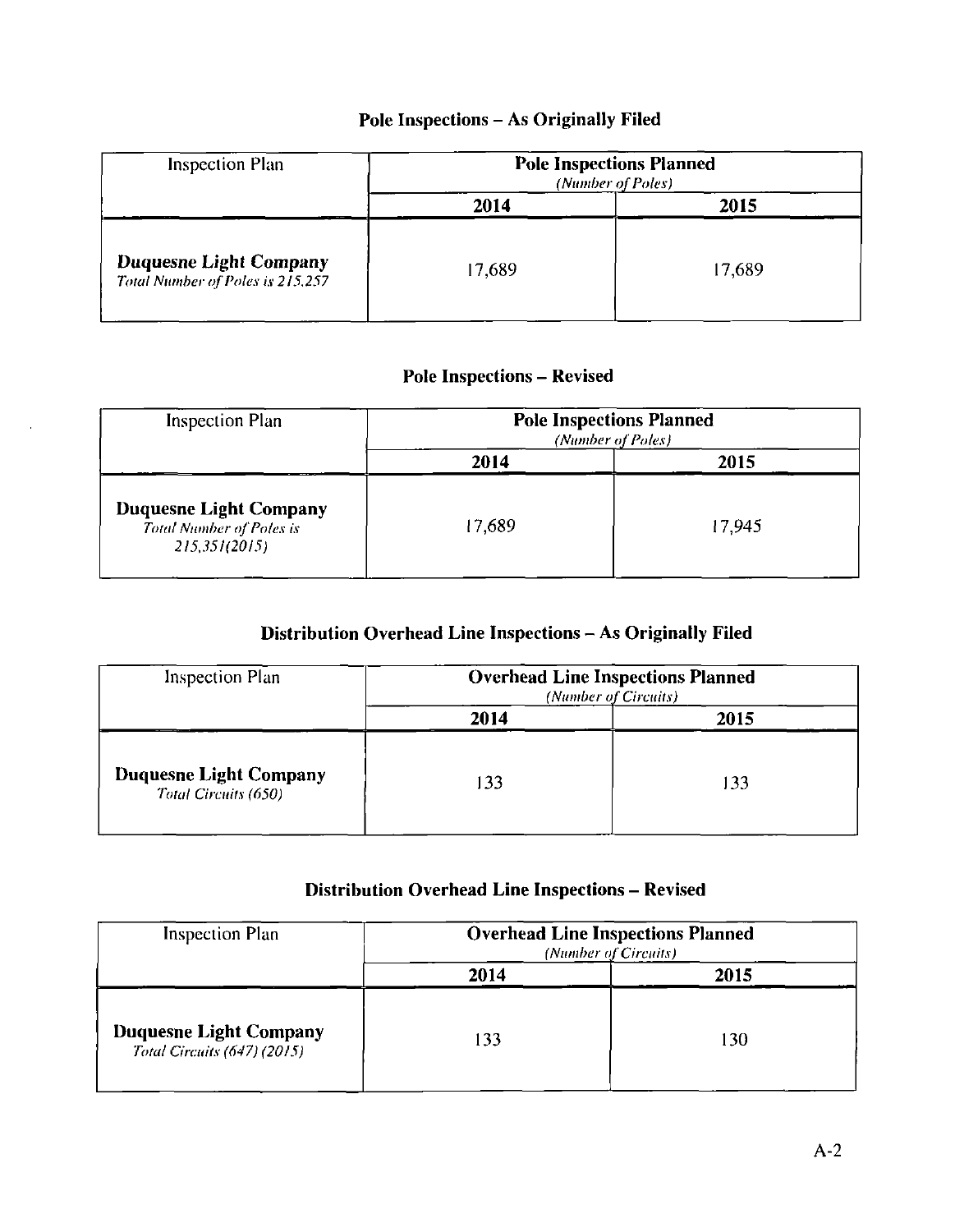## Pole Inspections – As Originally Filed

| Inspection Plan | Pole Inspections Planned *(Number of Poles)* | |
|---|---|---|
| | 2014 | 2015 |
| **Duquesne Light Company** *Total Number of Poles is 215,257* | 17,689 | 17,689 |

## Pole Inspections – Revised

| Inspection Plan | Pole Inspections Planned *(Number of Poles)* | |
|---|---|---|
| | 2014 | 2015 |
| **Duquesne Light Company** *Total Number of Poles is 215,351(2015)* | 17,689 | 17,945 |

## Distribution Overhead Line Inspections – As Originally Filed

| Inspection Plan | Overhead Line Inspections Planned *(Number of Circuits)* | |
|---|---|---|
| | 2014 | 2015 |
| **Duquesne Light Company** *Total Circuits (650)* | 133 | 133 |

## Distribution Overhead Line Inspections – Revised

| Inspection Plan | Overhead Line Inspections Planned *(Number of Circuits)* | |
|---|---|---|
| | 2014 | 2015 |
| **Duquesne Light Company** *Total Circuits (647) (2015)* | 133 | 130 |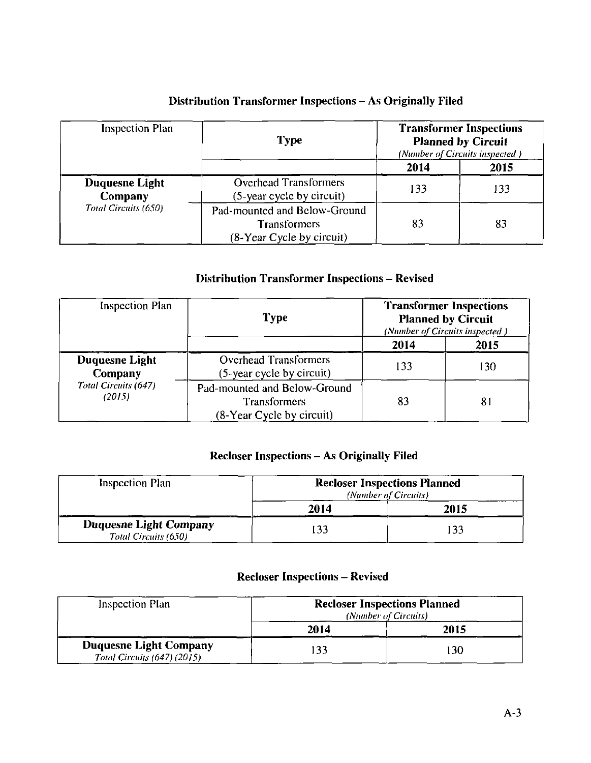## Distribution Transformer Inspections – As Originally Filed

| Inspection Plan | Type | Transformer Inspections Planned by Circuit *(Number of Circuits inspected )* | |
|---|---|---|---|
| | | 2014 | 2015 |
| **Duquesne Light Company** *Total Circuits (650)* | Overhead Transformers (5-year cycle by circuit) | 133 | 133 |
| | Pad-mounted and Below-Ground Transformers (8-Year Cycle by circuit) | 83 | 83 |

## Distribution Transformer Inspections – Revised

| Inspection Plan | Type | Transformer Inspections Planned by Circuit *(Number of Circuits inspected )* | |
|---|---|---|---|
| | | 2014 | 2015 |
| **Duquesne Light Company** *Total Circuits (647) (2015)* | Overhead Transformers (5-year cycle by circuit) | 133 | 130 |
| | Pad-mounted and Below-Ground Transformers (8-Year Cycle by circuit) | 83 | 81 |

## Recloser Inspections – As Originally Filed

| Inspection Plan | Recloser Inspections Planned *(Number of Circuits)* | |
|---|---|---|
| | 2014 | 2015 |
| **Duquesne Light Company** *Total Circuits (650)* | 133 | 133 |

## Recloser Inspections – Revised

| Inspection Plan | Recloser Inspections Planned *(Number of Circuits)* | |
|---|---|---|
| | 2014 | 2015 |
| **Duquesne Light Company** *Total Circuits (647) (2015)* | 133 | 130 |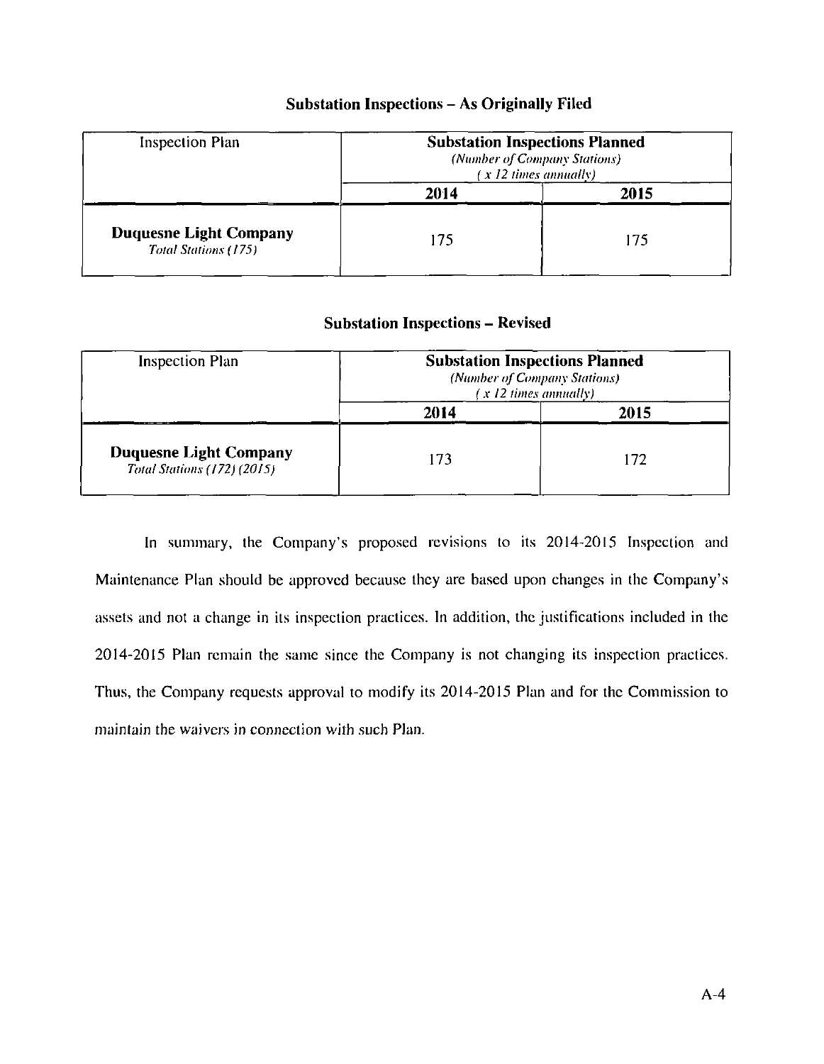### Substation Inspections – As Originally Filed

| Inspection Plan | Substation Inspections Planned *(Number of Company Stations)* *( x 12 times annually)* | |
|---|---|---|
| | **2014** | **2015** |
| **Duquesne Light Company** *Total Stations (175)* | 175 | 175 |

### Substation Inspections – Revised

| Inspection Plan | Substation Inspections Planned *(Number of Company Stations)* *( x 12 times annually)* | |
|---|---|---|
| | **2014** | **2015** |
| **Duquesne Light Company** *Total Stations (172) (2015)* | 173 | 172 |

In summary, the Company's proposed revisions to its 2014-2015 Inspection and Maintenance Plan should be approved because they are based upon changes in the Company's assets and not a change in its inspection practices. In addition, the justifications included in the 2014-2015 Plan remain the same since the Company is not changing its inspection practices. Thus, the Company requests approval to modify its 2014-2015 Plan and for the Commission to maintain the waivers in connection with such Plan.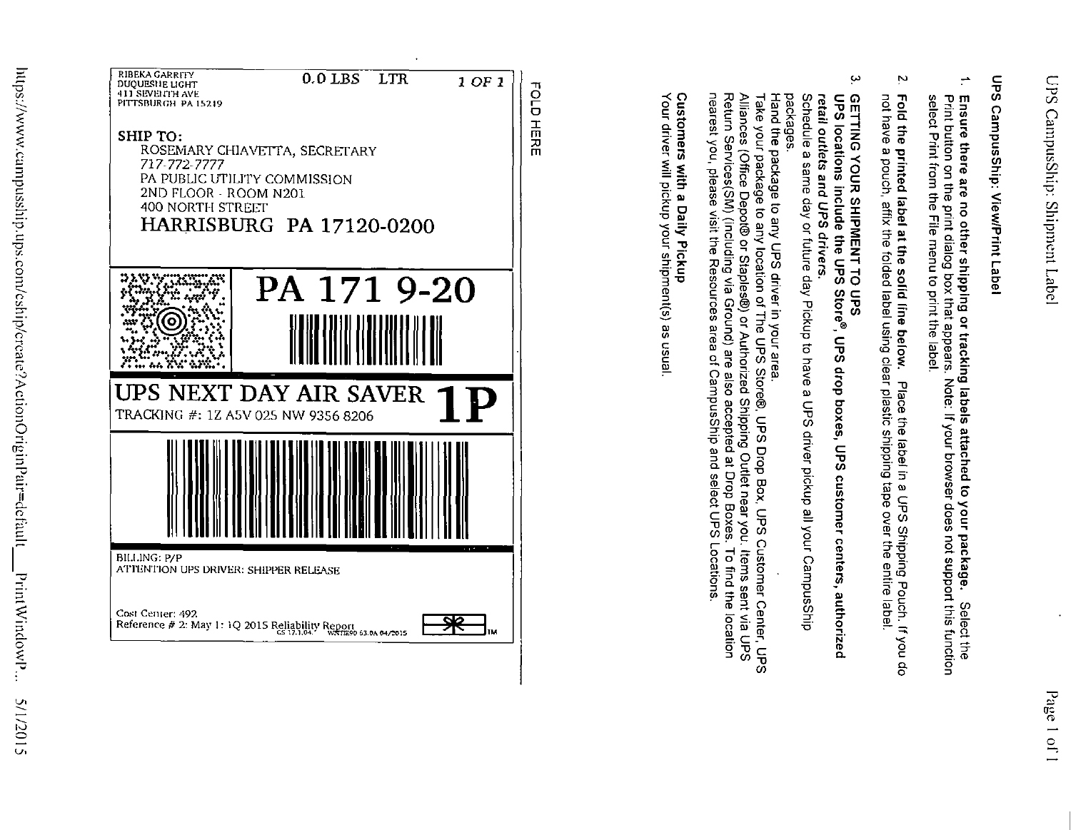## UPS CampusShip: View/Print Label

1. **Ensure there are no other shipping or tracking labels attached to your package.** Select the Print button on the print dialog box that appears. Note: If your browser does not support this function select Print from the File menu to print the label.

2. **Fold the printed label at the solid line below.** Place the label in a UPS Shipping Pouch. If you do not have a pouch, affix the folded label using clear plastic shipping tape over the entire label.

3. **GETTING YOUR SHIPMENT TO UPS**
   **UPS locations include the UPS Store®, UPS drop boxes, UPS customer centers, authorized retail outlets and UPS drivers.**
   Schedule a same day or future day Pickup to have a UPS driver pickup all your CampusShip packages.
   Hand the package to any UPS driver in your area.
   Take your package to any location of The UPS Store®, UPS Drop Box, UPS Customer Center, UPS Alliances (Office Depot® or Staples®) or Authorized Shipping Outlet near you. Items sent via UPS Return Services(SM) (including via Ground) are also accepted at Drop Boxes. To find the location nearest you, please visit the Resources area of CampusShip and select UPS Locations.

**Customers with a Daily Pickup**
Your driver will pickup your shipment(s) as usual.

FOLD HERE

RIBEKA GARRITY
DUQUESNE LIGHT
411 SEVENTH AVE
PITTSBURGH PA 15219

0.0 LBS LTR 1 OF 1

**SHIP TO:**
ROSEMARY CHIAVETTA, SECRETARY
717-772-7777
PA PUBLIC UTILITY COMMISSION
2ND FLOOR - ROOM N201
400 NORTH STREET
HARRISBURG PA 17120-0200

**PA 171 9-20**

**UPS NEXT DAY AIR SAVER 1P**
TRACKING #: 1Z A5V 025 NW 9356 8206

BILLING: P/P
ATTENTION UPS DRIVER: SHIPPER RELEASE

Cost Center: 492
Reference # 2: May 1: 1Q 2015 Reliability Report
CS 17.1.04. WNTIE90 63.0A 04/2015

https://www.campusship.ups.com/cship/create?ActionOriginPair=default___PrintWindowP... 5/1/2015